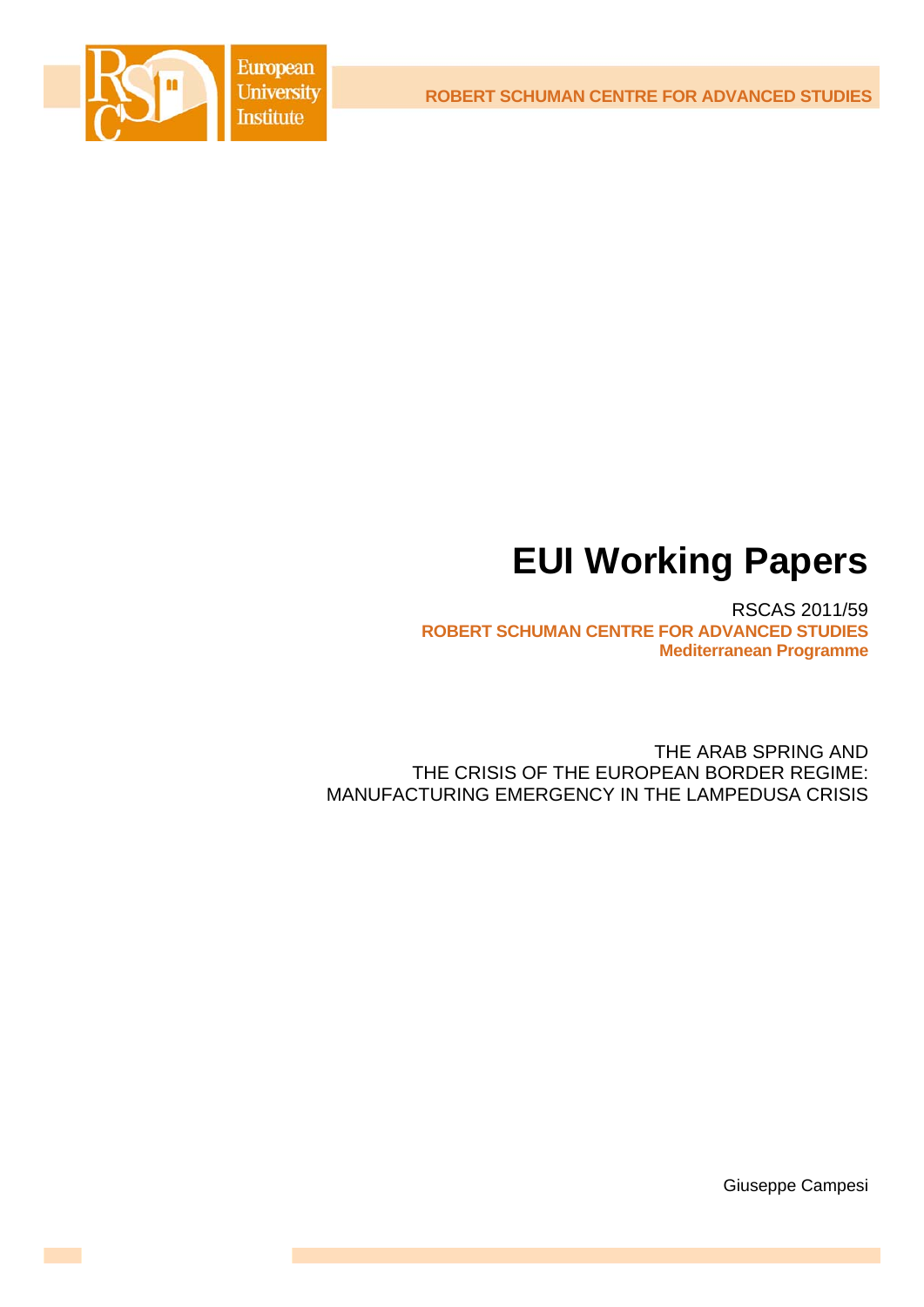ROBERT SCHUMAN CENTRE FOR ADVANCED STUDIES

# EUI Working Papers

RSCAS 2011/59

**ROBERT SCHUMAN CENTRE FOR ADVANCED STUDIES**
**Mediterranean Programme**

THE ARAB SPRING AND
THE CRISIS OF THE EUROPEAN BORDER REGIME:
MANUFACTURING EMERGENCY IN THE LAMPEDUSA CRISIS

Giuseppe Campesi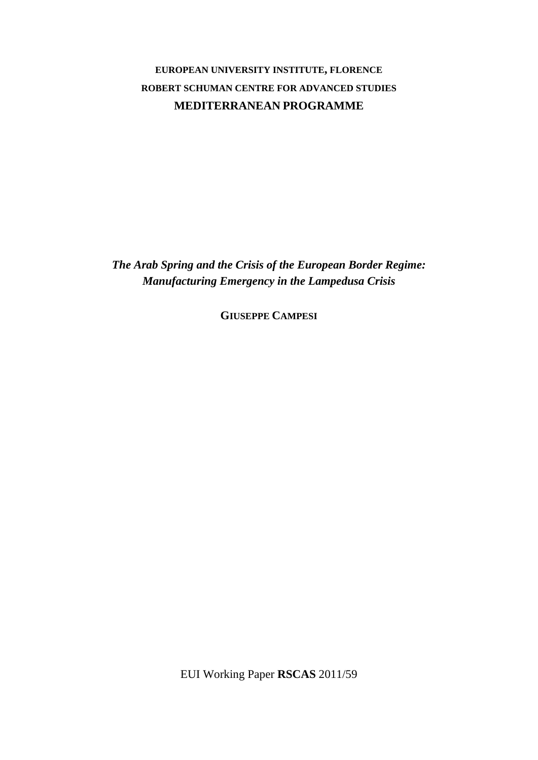**EUROPEAN UNIVERSITY INSTITUTE, FLORENCE**

**ROBERT SCHUMAN CENTRE FOR ADVANCED STUDIES**

**MEDITERRANEAN PROGRAMME**

***The Arab Spring and the Crisis of the European Border Regime: Manufacturing Emergency in the Lampedusa Crisis***

**GIUSEPPE CAMPESI**

EUI Working Paper **RSCAS** 2011/59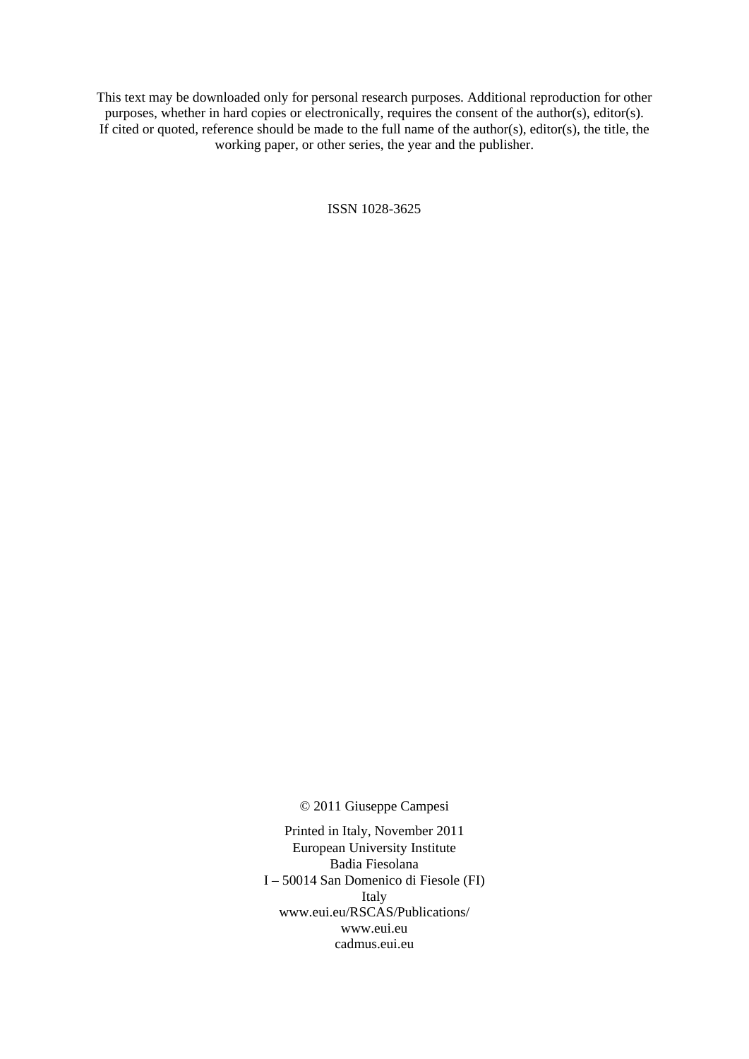This text may be downloaded only for personal research purposes. Additional reproduction for other purposes, whether in hard copies or electronically, requires the consent of the author(s), editor(s). If cited or quoted, reference should be made to the full name of the author(s), editor(s), the title, the working paper, or other series, the year and the publisher.

ISSN 1028-3625

© 2011 Giuseppe Campesi

Printed in Italy, November 2011
European University Institute
Badia Fiesolana
I – 50014 San Domenico di Fiesole (FI)
Italy
www.eui.eu/RSCAS/Publications/
www.eui.eu
cadmus.eui.eu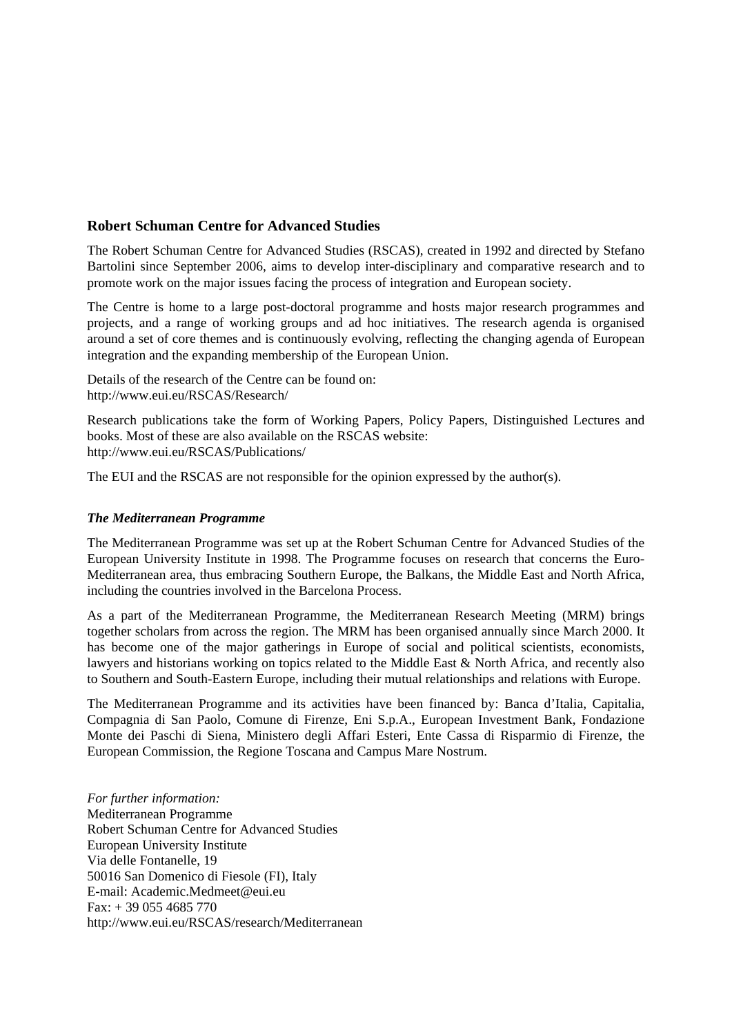## Robert Schuman Centre for Advanced Studies

The Robert Schuman Centre for Advanced Studies (RSCAS), created in 1992 and directed by Stefano Bartolini since September 2006, aims to develop inter-disciplinary and comparative research and to promote work on the major issues facing the process of integration and European society.

The Centre is home to a large post-doctoral programme and hosts major research programmes and projects, and a range of working groups and ad hoc initiatives. The research agenda is organised around a set of core themes and is continuously evolving, reflecting the changing agenda of European integration and the expanding membership of the European Union.

Details of the research of the Centre can be found on:
http://www.eui.eu/RSCAS/Research/

Research publications take the form of Working Papers, Policy Papers, Distinguished Lectures and books. Most of these are also available on the RSCAS website:
http://www.eui.eu/RSCAS/Publications/

The EUI and the RSCAS are not responsible for the opinion expressed by the author(s).

### *The Mediterranean Programme*

The Mediterranean Programme was set up at the Robert Schuman Centre for Advanced Studies of the European University Institute in 1998. The Programme focuses on research that concerns the Euro-Mediterranean area, thus embracing Southern Europe, the Balkans, the Middle East and North Africa, including the countries involved in the Barcelona Process.

As a part of the Mediterranean Programme, the Mediterranean Research Meeting (MRM) brings together scholars from across the region. The MRM has been organised annually since March 2000. It has become one of the major gatherings in Europe of social and political scientists, economists, lawyers and historians working on topics related to the Middle East & North Africa, and recently also to Southern and South-Eastern Europe, including their mutual relationships and relations with Europe.

The Mediterranean Programme and its activities have been financed by: Banca d'Italia, Capitalia, Compagnia di San Paolo, Comune di Firenze, Eni S.p.A., European Investment Bank, Fondazione Monte dei Paschi di Siena, Ministero degli Affari Esteri, Ente Cassa di Risparmio di Firenze, the European Commission, the Regione Toscana and Campus Mare Nostrum.

*For further information:*
Mediterranean Programme
Robert Schuman Centre for Advanced Studies
European University Institute
Via delle Fontanelle, 19
50016 San Domenico di Fiesole (FI), Italy
E-mail: Academic.Medmeet@eui.eu
Fax: + 39 055 4685 770
http://www.eui.eu/RSCAS/research/Mediterranean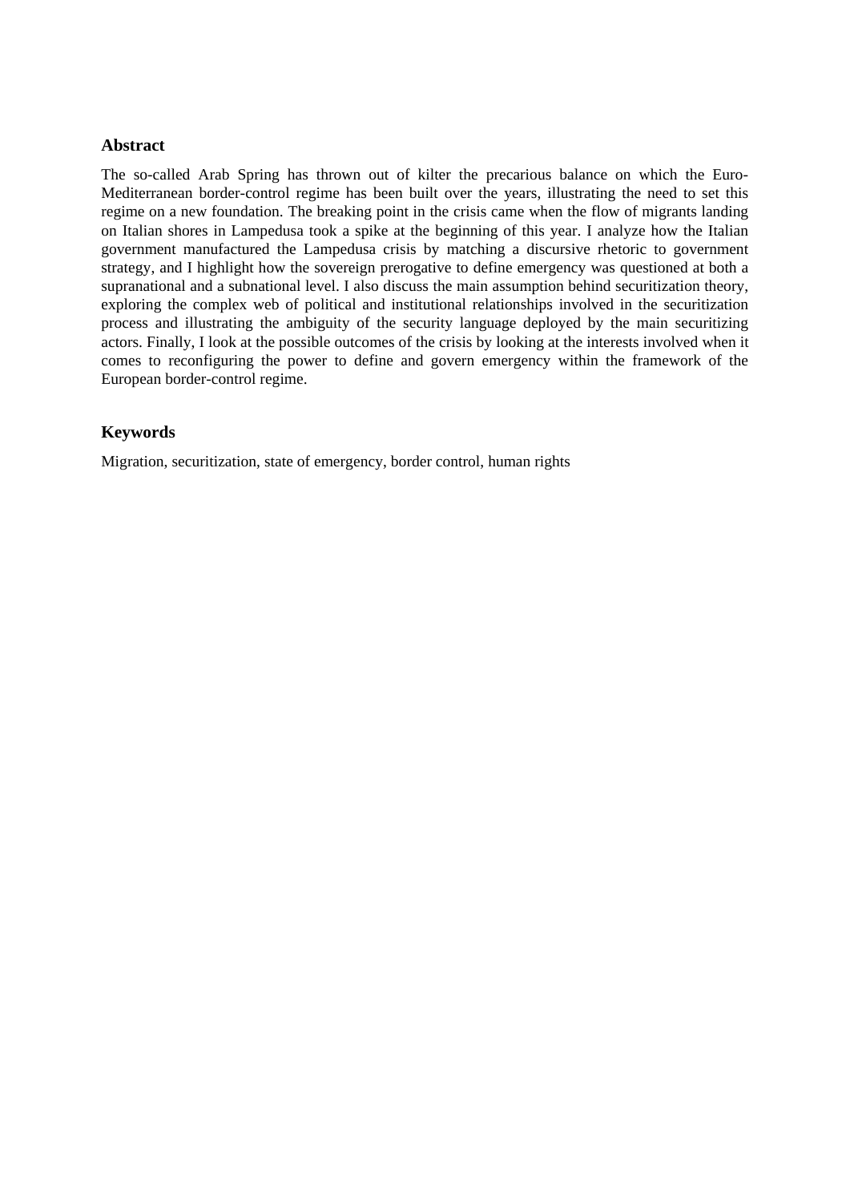## Abstract

The so-called Arab Spring has thrown out of kilter the precarious balance on which the Euro-Mediterranean border-control regime has been built over the years, illustrating the need to set this regime on a new foundation. The breaking point in the crisis came when the flow of migrants landing on Italian shores in Lampedusa took a spike at the beginning of this year. I analyze how the Italian government manufactured the Lampedusa crisis by matching a discursive rhetoric to government strategy, and I highlight how the sovereign prerogative to define emergency was questioned at both a supranational and a subnational level. I also discuss the main assumption behind securitization theory, exploring the complex web of political and institutional relationships involved in the securitization process and illustrating the ambiguity of the security language deployed by the main securitizing actors. Finally, I look at the possible outcomes of the crisis by looking at the interests involved when it comes to reconfiguring the power to define and govern emergency within the framework of the European border-control regime.

## Keywords

Migration, securitization, state of emergency, border control, human rights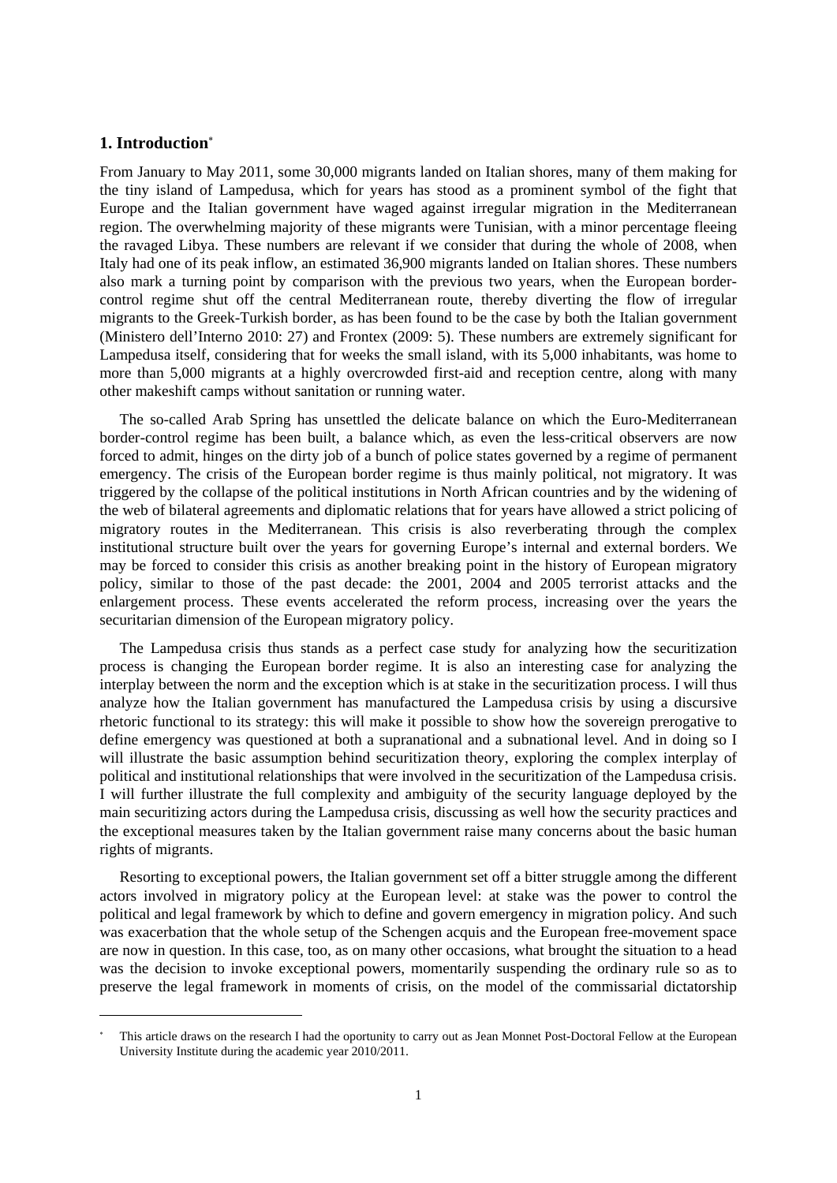## 1. Introduction[*]

From January to May 2011, some 30,000 migrants landed on Italian shores, many of them making for the tiny island of Lampedusa, which for years has stood as a prominent symbol of the fight that Europe and the Italian government have waged against irregular migration in the Mediterranean region. The overwhelming majority of these migrants were Tunisian, with a minor percentage fleeing the ravaged Libya. These numbers are relevant if we consider that during the whole of 2008, when Italy had one of its peak inflow, an estimated 36,900 migrants landed on Italian shores. These numbers also mark a turning point by comparison with the previous two years, when the European border-control regime shut off the central Mediterranean route, thereby diverting the flow of irregular migrants to the Greek-Turkish border, as has been found to be the case by both the Italian government (Ministero dell'Interno 2010: 27) and Frontex (2009: 5). These numbers are extremely significant for Lampedusa itself, considering that for weeks the small island, with its 5,000 inhabitants, was home to more than 5,000 migrants at a highly overcrowded first-aid and reception centre, along with many other makeshift camps without sanitation or running water.

The so-called Arab Spring has unsettled the delicate balance on which the Euro-Mediterranean border-control regime has been built, a balance which, as even the less-critical observers are now forced to admit, hinges on the dirty job of a bunch of police states governed by a regime of permanent emergency. The crisis of the European border regime is thus mainly political, not migratory. It was triggered by the collapse of the political institutions in North African countries and by the widening of the web of bilateral agreements and diplomatic relations that for years have allowed a strict policing of migratory routes in the Mediterranean. This crisis is also reverberating through the complex institutional structure built over the years for governing Europe's internal and external borders. We may be forced to consider this crisis as another breaking point in the history of European migratory policy, similar to those of the past decade: the 2001, 2004 and 2005 terrorist attacks and the enlargement process. These events accelerated the reform process, increasing over the years the securitarian dimension of the European migratory policy.

The Lampedusa crisis thus stands as a perfect case study for analyzing how the securitization process is changing the European border regime. It is also an interesting case for analyzing the interplay between the norm and the exception which is at stake in the securitization process. I will thus analyze how the Italian government has manufactured the Lampedusa crisis by using a discursive rhetoric functional to its strategy: this will make it possible to show how the sovereign prerogative to define emergency was questioned at both a supranational and a subnational level. And in doing so I will illustrate the basic assumption behind securitization theory, exploring the complex interplay of political and institutional relationships that were involved in the securitization of the Lampedusa crisis. I will further illustrate the full complexity and ambiguity of the security language deployed by the main securitizing actors during the Lampedusa crisis, discussing as well how the security practices and the exceptional measures taken by the Italian government raise many concerns about the basic human rights of migrants.

Resorting to exceptional powers, the Italian government set off a bitter struggle among the different actors involved in migratory policy at the European level: at stake was the power to control the political and legal framework by which to define and govern emergency in migration policy. And such was exacerbation that the whole setup of the Schengen acquis and the European free-movement space are now in question. In this case, too, as on many other occasions, what brought the situation to a head was the decision to invoke exceptional powers, momentarily suspending the ordinary rule so as to preserve the legal framework in moments of crisis, on the model of the commissarial dictatorship

[*] This article draws on the research I had the oportunity to carry out as Jean Monnet Post-Doctoral Fellow at the European University Institute during the academic year 2010/2011.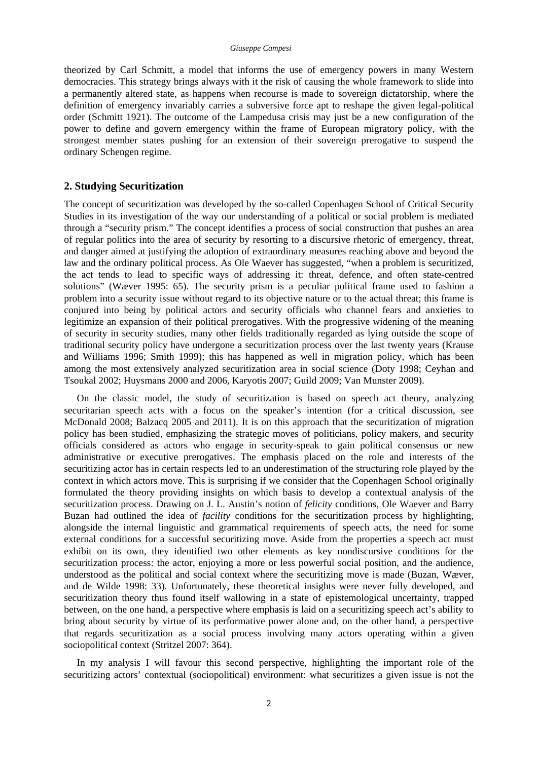theorized by Carl Schmitt, a model that informs the use of emergency powers in many Western democracies. This strategy brings always with it the risk of causing the whole framework to slide into a permanently altered state, as happens when recourse is made to sovereign dictatorship, where the definition of emergency invariably carries a subversive force apt to reshape the given legal-political order (Schmitt 1921). The outcome of the Lampedusa crisis may just be a new configuration of the power to define and govern emergency within the frame of European migratory policy, with the strongest member states pushing for an extension of their sovereign prerogative to suspend the ordinary Schengen regime.

## 2. Studying Securitization

The concept of securitization was developed by the so-called Copenhagen School of Critical Security Studies in its investigation of the way our understanding of a political or social problem is mediated through a "security prism." The concept identifies a process of social construction that pushes an area of regular politics into the area of security by resorting to a discursive rhetoric of emergency, threat, and danger aimed at justifying the adoption of extraordinary measures reaching above and beyond the law and the ordinary political process. As Ole Waever has suggested, "when a problem is securitized, the act tends to lead to specific ways of addressing it: threat, defence, and often state-centred solutions" (Wæver 1995: 65). The security prism is a peculiar political frame used to fashion a problem into a security issue without regard to its objective nature or to the actual threat; this frame is conjured into being by political actors and security officials who channel fears and anxieties to legitimize an expansion of their political prerogatives. With the progressive widening of the meaning of security in security studies, many other fields traditionally regarded as lying outside the scope of traditional security policy have undergone a securitization process over the last twenty years (Krause and Williams 1996; Smith 1999); this has happened as well in migration policy, which has been among the most extensively analyzed securitization area in social science (Doty 1998; Ceyhan and Tsoukal 2002; Huysmans 2000 and 2006, Karyotis 2007; Guild 2009; Van Munster 2009).

On the classic model, the study of securitization is based on speech act theory, analyzing securitarian speech acts with a focus on the speaker's intention (for a critical discussion, see McDonald 2008; Balzacq 2005 and 2011). It is on this approach that the securitization of migration policy has been studied, emphasizing the strategic moves of politicians, policy makers, and security officials considered as actors who engage in security-speak to gain political consensus or new administrative or executive prerogatives. The emphasis placed on the role and interests of the securitizing actor has in certain respects led to an underestimation of the structuring role played by the context in which actors move. This is surprising if we consider that the Copenhagen School originally formulated the theory providing insights on which basis to develop a contextual analysis of the securitization process. Drawing on J. L. Austin's notion of *felicity* conditions, Ole Waever and Barry Buzan had outlined the idea of *facility* conditions for the securitization process by highlighting, alongside the internal linguistic and grammatical requirements of speech acts, the need for some external conditions for a successful securitizing move. Aside from the properties a speech act must exhibit on its own, they identified two other elements as key nondiscursive conditions for the securitization process: the actor, enjoying a more or less powerful social position, and the audience, understood as the political and social context where the securitizing move is made (Buzan, Wæver, and de Wilde 1998: 33). Unfortunately, these theoretical insights were never fully developed, and securitization theory thus found itself wallowing in a state of epistemological uncertainty, trapped between, on the one hand, a perspective where emphasis is laid on a securitizing speech act's ability to bring about security by virtue of its performative power alone and, on the other hand, a perspective that regards securitization as a social process involving many actors operating within a given sociopolitical context (Stritzel 2007: 364).

In my analysis I will favour this second perspective, highlighting the important role of the securitizing actors' contextual (sociopolitical) environment: what securitizes a given issue is not the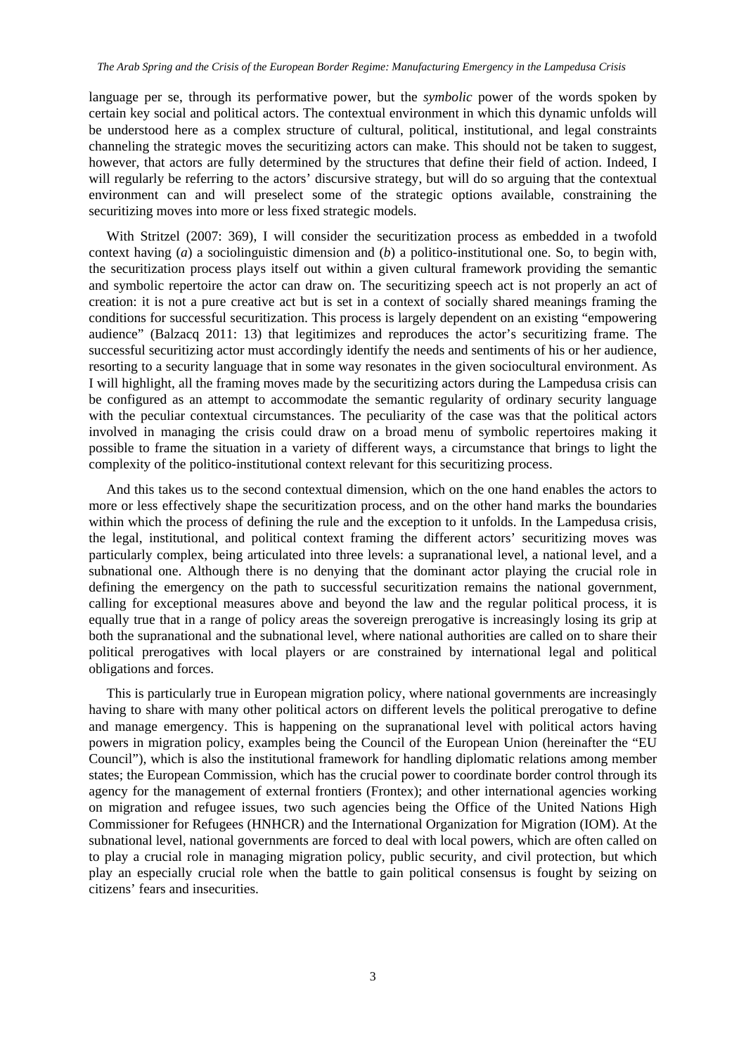language per se, through its performative power, but the *symbolic* power of the words spoken by certain key social and political actors. The contextual environment in which this dynamic unfolds will be understood here as a complex structure of cultural, political, institutional, and legal constraints channeling the strategic moves the securitizing actors can make. This should not be taken to suggest, however, that actors are fully determined by the structures that define their field of action. Indeed, I will regularly be referring to the actors' discursive strategy, but will do so arguing that the contextual environment can and will preselect some of the strategic options available, constraining the securitizing moves into more or less fixed strategic models.

With Stritzel (2007: 369), I will consider the securitization process as embedded in a twofold context having (*a*) a sociolinguistic dimension and (*b*) a politico-institutional one. So, to begin with, the securitization process plays itself out within a given cultural framework providing the semantic and symbolic repertoire the actor can draw on. The securitizing speech act is not properly an act of creation: it is not a pure creative act but is set in a context of socially shared meanings framing the conditions for successful securitization. This process is largely dependent on an existing "empowering audience" (Balzacq 2011: 13) that legitimizes and reproduces the actor's securitizing frame. The successful securitizing actor must accordingly identify the needs and sentiments of his or her audience, resorting to a security language that in some way resonates in the given sociocultural environment. As I will highlight, all the framing moves made by the securitizing actors during the Lampedusa crisis can be configured as an attempt to accommodate the semantic regularity of ordinary security language with the peculiar contextual circumstances. The peculiarity of the case was that the political actors involved in managing the crisis could draw on a broad menu of symbolic repertoires making it possible to frame the situation in a variety of different ways, a circumstance that brings to light the complexity of the politico-institutional context relevant for this securitizing process.

And this takes us to the second contextual dimension, which on the one hand enables the actors to more or less effectively shape the securitization process, and on the other hand marks the boundaries within which the process of defining the rule and the exception to it unfolds. In the Lampedusa crisis, the legal, institutional, and political context framing the different actors' securitizing moves was particularly complex, being articulated into three levels: a supranational level, a national level, and a subnational one. Although there is no denying that the dominant actor playing the crucial role in defining the emergency on the path to successful securitization remains the national government, calling for exceptional measures above and beyond the law and the regular political process, it is equally true that in a range of policy areas the sovereign prerogative is increasingly losing its grip at both the supranational and the subnational level, where national authorities are called on to share their political prerogatives with local players or are constrained by international legal and political obligations and forces.

This is particularly true in European migration policy, where national governments are increasingly having to share with many other political actors on different levels the political prerogative to define and manage emergency. This is happening on the supranational level with political actors having powers in migration policy, examples being the Council of the European Union (hereinafter the "EU Council"), which is also the institutional framework for handling diplomatic relations among member states; the European Commission, which has the crucial power to coordinate border control through its agency for the management of external frontiers (Frontex); and other international agencies working on migration and refugee issues, two such agencies being the Office of the United Nations High Commissioner for Refugees (HNHCR) and the International Organization for Migration (IOM). At the subnational level, national governments are forced to deal with local powers, which are often called on to play a crucial role in managing migration policy, public security, and civil protection, but which play an especially crucial role when the battle to gain political consensus is fought by seizing on citizens' fears and insecurities.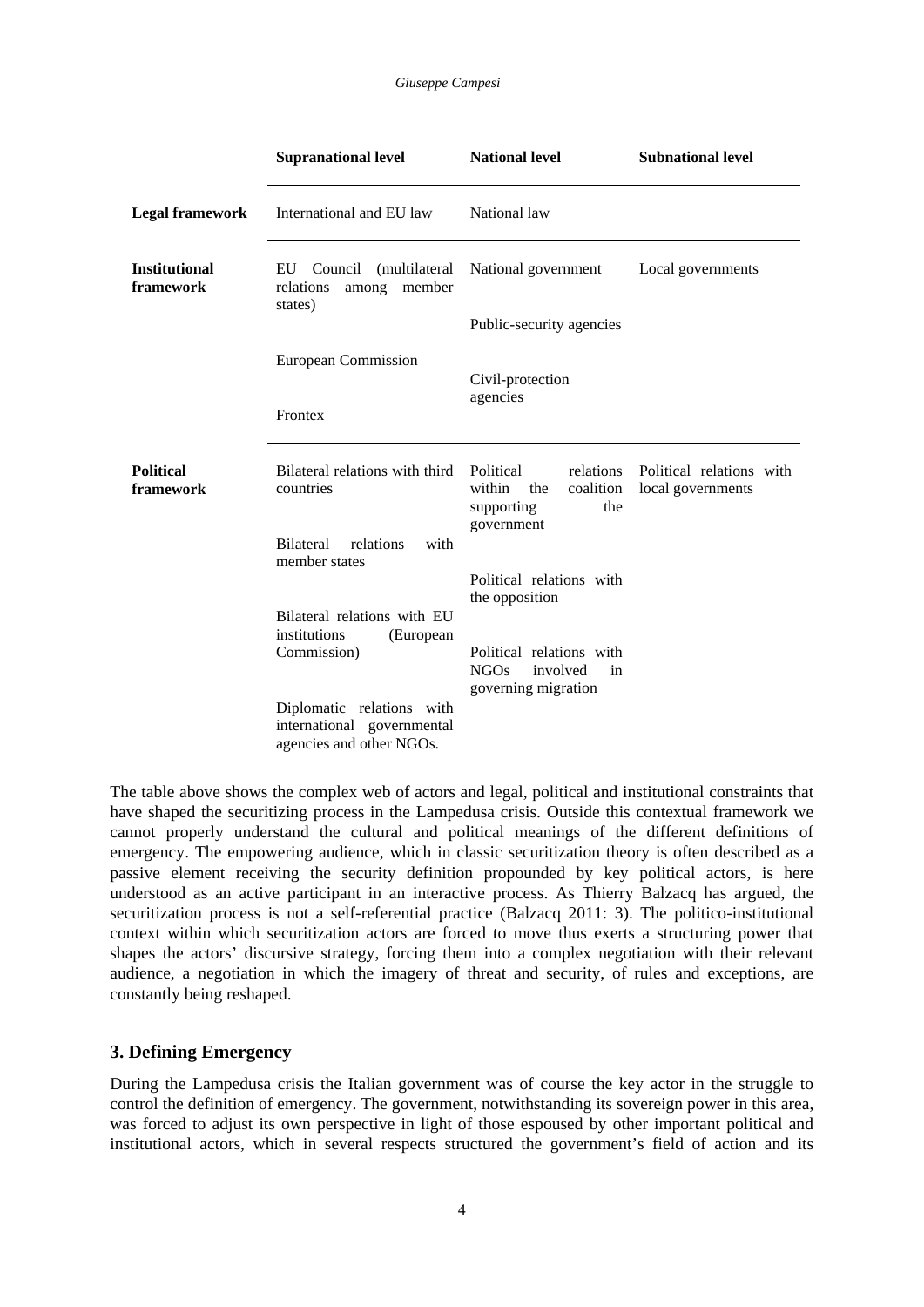| | Supranational level | National level | Subnational level |
|---|---|---|---|
| **Legal framework** | International and EU law | National law | |
| **Institutional framework** | EU Council (multilateral relations among member states) | National government | Local governments |
| | European Commission | Public-security agencies | |
| | Frontex | Civil-protection agencies | |
| **Political framework** | Bilateral relations with third countries | Political relations within the coalition supporting the government | Political relations with local governments |
| | Bilateral relations with member states | Political relations with the opposition | |
| | Bilateral relations with EU institutions (European Commission) | Political relations with NGOs involved in governing migration | |
| | Diplomatic relations with international governmental agencies and other NGOs. | | |

The table above shows the complex web of actors and legal, political and institutional constraints that have shaped the securitizing process in the Lampedusa crisis. Outside this contextual framework we cannot properly understand the cultural and political meanings of the different definitions of emergency. The empowering audience, which in classic securitization theory is often described as a passive element receiving the security definition propounded by key political actors, is here understood as an active participant in an interactive process. As Thierry Balzacq has argued, the securitization process is not a self-referential practice (Balzacq 2011: 3). The politico-institutional context within which securitization actors are forced to move thus exerts a structuring power that shapes the actors' discursive strategy, forcing them into a complex negotiation with their relevant audience, a negotiation in which the imagery of threat and security, of rules and exceptions, are constantly being reshaped.

## 3. Defining Emergency

During the Lampedusa crisis the Italian government was of course the key actor in the struggle to control the definition of emergency. The government, notwithstanding its sovereign power in this area, was forced to adjust its own perspective in light of those espoused by other important political and institutional actors, which in several respects structured the government's field of action and its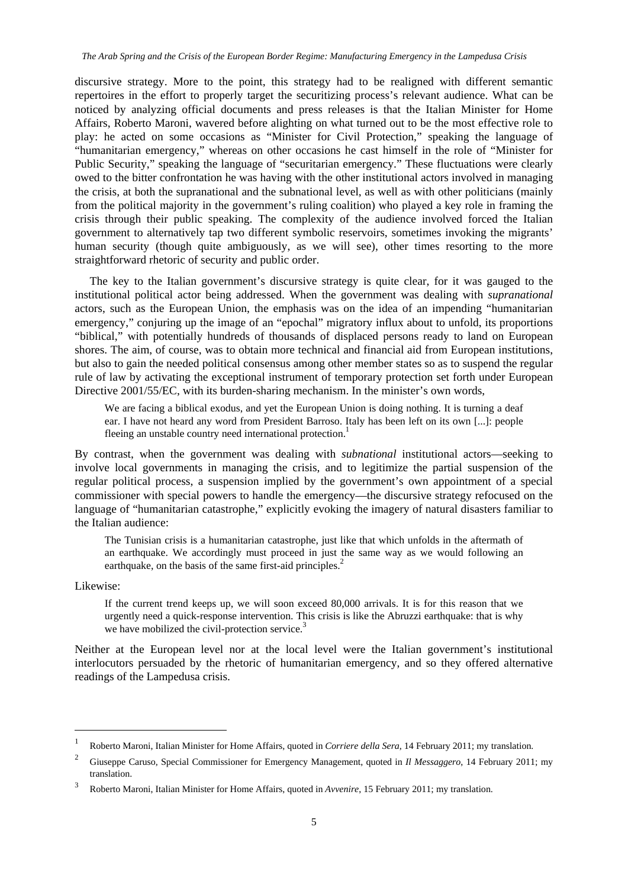discursive strategy. More to the point, this strategy had to be realigned with different semantic repertoires in the effort to properly target the securitizing process's relevant audience. What can be noticed by analyzing official documents and press releases is that the Italian Minister for Home Affairs, Roberto Maroni, wavered before alighting on what turned out to be the most effective role to play: he acted on some occasions as "Minister for Civil Protection," speaking the language of "humanitarian emergency," whereas on other occasions he cast himself in the role of "Minister for Public Security," speaking the language of "securitarian emergency." These fluctuations were clearly owed to the bitter confrontation he was having with the other institutional actors involved in managing the crisis, at both the supranational and the subnational level, as well as with other politicians (mainly from the political majority in the government's ruling coalition) who played a key role in framing the crisis through their public speaking. The complexity of the audience involved forced the Italian government to alternatively tap two different symbolic reservoirs, sometimes invoking the migrants' human security (though quite ambiguously, as we will see), other times resorting to the more straightforward rhetoric of security and public order.

The key to the Italian government's discursive strategy is quite clear, for it was gauged to the institutional political actor being addressed. When the government was dealing with *supranational* actors, such as the European Union, the emphasis was on the idea of an impending "humanitarian emergency," conjuring up the image of an "epochal" migratory influx about to unfold, its proportions "biblical," with potentially hundreds of thousands of displaced persons ready to land on European shores. The aim, of course, was to obtain more technical and financial aid from European institutions, but also to gain the needed political consensus among other member states so as to suspend the regular rule of law by activating the exceptional instrument of temporary protection set forth under European Directive 2001/55/EC, with its burden-sharing mechanism. In the minister's own words,

> We are facing a biblical exodus, and yet the European Union is doing nothing. It is turning a deaf ear. I have not heard any word from President Barroso. Italy has been left on its own [...]: people fleeing an unstable country need international protection.[1]

By contrast, when the government was dealing with *subnational* institutional actors—seeking to involve local governments in managing the crisis, and to legitimize the partial suspension of the regular political process, a suspension implied by the government's own appointment of a special commissioner with special powers to handle the emergency—the discursive strategy refocused on the language of "humanitarian catastrophe," explicitly evoking the imagery of natural disasters familiar to the Italian audience:

> The Tunisian crisis is a humanitarian catastrophe, just like that which unfolds in the aftermath of an earthquake. We accordingly must proceed in just the same way as we would following an earthquake, on the basis of the same first-aid principles.[2]

Likewise:

> If the current trend keeps up, we will soon exceed 80,000 arrivals. It is for this reason that we urgently need a quick-response intervention. This crisis is like the Abruzzi earthquake: that is why we have mobilized the civil-protection service.[3]

Neither at the European level nor at the local level were the Italian government's institutional interlocutors persuaded by the rhetoric of humanitarian emergency, and so they offered alternative readings of the Lampedusa crisis.

---

[1] Roberto Maroni, Italian Minister for Home Affairs, quoted in *Corriere della Sera*, 14 February 2011; my translation.

[2] Giuseppe Caruso, Special Commissioner for Emergency Management, quoted in *Il Messaggero*, 14 February 2011; my translation.

[3] Roberto Maroni, Italian Minister for Home Affairs, quoted in *Avvenire*, 15 February 2011; my translation.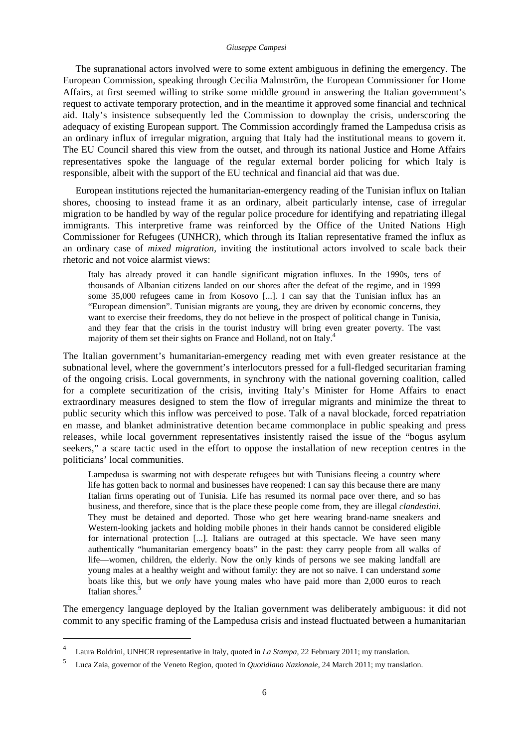The supranational actors involved were to some extent ambiguous in defining the emergency. The European Commission, speaking through Cecilia Malmström, the European Commissioner for Home Affairs, at first seemed willing to strike some middle ground in answering the Italian government's request to activate temporary protection, and in the meantime it approved some financial and technical aid. Italy's insistence subsequently led the Commission to downplay the crisis, underscoring the adequacy of existing European support. The Commission accordingly framed the Lampedusa crisis as an ordinary influx of irregular migration, arguing that Italy had the institutional means to govern it. The EU Council shared this view from the outset, and through its national Justice and Home Affairs representatives spoke the language of the regular external border policing for which Italy is responsible, albeit with the support of the EU technical and financial aid that was due.

European institutions rejected the humanitarian-emergency reading of the Tunisian influx on Italian shores, choosing to instead frame it as an ordinary, albeit particularly intense, case of irregular migration to be handled by way of the regular police procedure for identifying and repatriating illegal immigrants. This interpretive frame was reinforced by the Office of the United Nations High Commissioner for Refugees (UNHCR), which through its Italian representative framed the influx as an ordinary case of *mixed migration*, inviting the institutional actors involved to scale back their rhetoric and not voice alarmist views:

> Italy has already proved it can handle significant migration influxes. In the 1990s, tens of thousands of Albanian citizens landed on our shores after the defeat of the regime, and in 1999 some 35,000 refugees came in from Kosovo [...]. I can say that the Tunisian influx has an "European dimension". Tunisian migrants are young, they are driven by economic concerns, they want to exercise their freedoms, they do not believe in the prospect of political change in Tunisia, and they fear that the crisis in the tourist industry will bring even greater poverty. The vast majority of them set their sights on France and Holland, not on Italy.[4]

The Italian government's humanitarian-emergency reading met with even greater resistance at the subnational level, where the government's interlocutors pressed for a full-fledged securitarian framing of the ongoing crisis. Local governments, in synchrony with the national governing coalition, called for a complete securitization of the crisis, inviting Italy's Minister for Home Affairs to enact extraordinary measures designed to stem the flow of irregular migrants and minimize the threat to public security which this inflow was perceived to pose. Talk of a naval blockade, forced repatriation en masse, and blanket administrative detention became commonplace in public speaking and press releases, while local government representatives insistently raised the issue of the "bogus asylum seekers," a scare tactic used in the effort to oppose the installation of new reception centres in the politicians' local communities.

> Lampedusa is swarming not with desperate refugees but with Tunisians fleeing a country where life has gotten back to normal and businesses have reopened: I can say this because there are many Italian firms operating out of Tunisia. Life has resumed its normal pace over there, and so has business, and therefore, since that is the place these people come from, they are illegal *clandestini*. They must be detained and deported. Those who get here wearing brand-name sneakers and Western-looking jackets and holding mobile phones in their hands cannot be considered eligible for international protection [...]. Italians are outraged at this spectacle. We have seen many authentically "humanitarian emergency boats" in the past: they carry people from all walks of life—women, children, the elderly. Now the only kinds of persons we see making landfall are young males at a healthy weight and without family: they are not so naïve. I can understand *some* boats like this, but we *only* have young males who have paid more than 2,000 euros to reach Italian shores.[5]

The emergency language deployed by the Italian government was deliberately ambiguous: it did not commit to any specific framing of the Lampedusa crisis and instead fluctuated between a humanitarian

---

[4] Laura Boldrini, UNHCR representative in Italy, quoted in *La Stampa*, 22 February 2011; my translation.

[5] Luca Zaia, governor of the Veneto Region, quoted in *Quotidiano Nazionale*, 24 March 2011; my translation.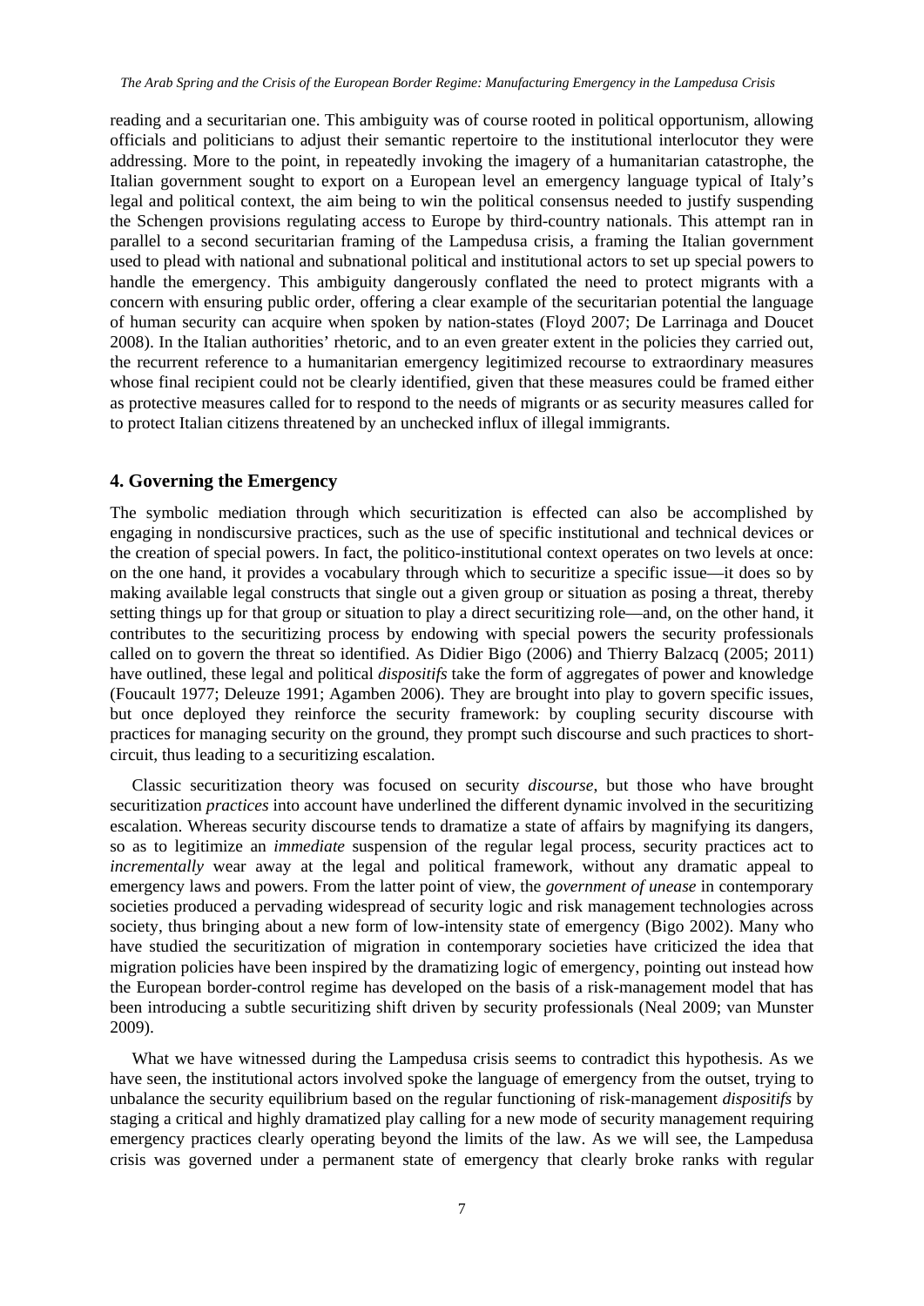reading and a securitarian one. This ambiguity was of course rooted in political opportunism, allowing officials and politicians to adjust their semantic repertoire to the institutional interlocutor they were addressing. More to the point, in repeatedly invoking the imagery of a humanitarian catastrophe, the Italian government sought to export on a European level an emergency language typical of Italy's legal and political context, the aim being to win the political consensus needed to justify suspending the Schengen provisions regulating access to Europe by third-country nationals. This attempt ran in parallel to a second securitarian framing of the Lampedusa crisis, a framing the Italian government used to plead with national and subnational political and institutional actors to set up special powers to handle the emergency. This ambiguity dangerously conflated the need to protect migrants with a concern with ensuring public order, offering a clear example of the securitarian potential the language of human security can acquire when spoken by nation-states (Floyd 2007; De Larrinaga and Doucet 2008). In the Italian authorities' rhetoric, and to an even greater extent in the policies they carried out, the recurrent reference to a humanitarian emergency legitimized recourse to extraordinary measures whose final recipient could not be clearly identified, given that these measures could be framed either as protective measures called for to respond to the needs of migrants or as security measures called for to protect Italian citizens threatened by an unchecked influx of illegal immigrants.

## 4. Governing the Emergency

The symbolic mediation through which securitization is effected can also be accomplished by engaging in nondiscursive practices, such as the use of specific institutional and technical devices or the creation of special powers. In fact, the politico-institutional context operates on two levels at once: on the one hand, it provides a vocabulary through which to securitize a specific issue—it does so by making available legal constructs that single out a given group or situation as posing a threat, thereby setting things up for that group or situation to play a direct securitizing role—and, on the other hand, it contributes to the securitizing process by endowing with special powers the security professionals called on to govern the threat so identified. As Didier Bigo (2006) and Thierry Balzacq (2005; 2011) have outlined, these legal and political *dispositifs* take the form of aggregates of power and knowledge (Foucault 1977; Deleuze 1991; Agamben 2006). They are brought into play to govern specific issues, but once deployed they reinforce the security framework: by coupling security discourse with practices for managing security on the ground, they prompt such discourse and such practices to short-circuit, thus leading to a securitizing escalation.

Classic securitization theory was focused on security *discourse*, but those who have brought securitization *practices* into account have underlined the different dynamic involved in the securitizing escalation. Whereas security discourse tends to dramatize a state of affairs by magnifying its dangers, so as to legitimize an *immediate* suspension of the regular legal process, security practices act to *incrementally* wear away at the legal and political framework, without any dramatic appeal to emergency laws and powers. From the latter point of view, the *government of unease* in contemporary societies produced a pervading widespread of security logic and risk management technologies across society, thus bringing about a new form of low-intensity state of emergency (Bigo 2002). Many who have studied the securitization of migration in contemporary societies have criticized the idea that migration policies have been inspired by the dramatizing logic of emergency, pointing out instead how the European border-control regime has developed on the basis of a risk-management model that has been introducing a subtle securitizing shift driven by security professionals (Neal 2009; van Munster 2009).

What we have witnessed during the Lampedusa crisis seems to contradict this hypothesis. As we have seen, the institutional actors involved spoke the language of emergency from the outset, trying to unbalance the security equilibrium based on the regular functioning of risk-management *dispositifs* by staging a critical and highly dramatized play calling for a new mode of security management requiring emergency practices clearly operating beyond the limits of the law. As we will see, the Lampedusa crisis was governed under a permanent state of emergency that clearly broke ranks with regular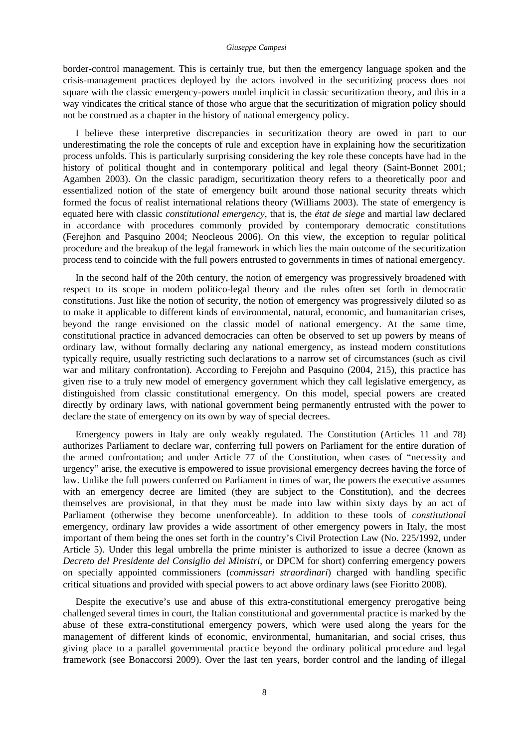border-control management. This is certainly true, but then the emergency language spoken and the crisis-management practices deployed by the actors involved in the securitizing process does not square with the classic emergency-powers model implicit in classic securitization theory, and this in a way vindicates the critical stance of those who argue that the securitization of migration policy should not be construed as a chapter in the history of national emergency policy.

I believe these interpretive discrepancies in securitization theory are owed in part to our underestimating the role the concepts of rule and exception have in explaining how the securitization process unfolds. This is particularly surprising considering the key role these concepts have had in the history of political thought and in contemporary political and legal theory (Saint-Bonnet 2001; Agamben 2003). On the classic paradigm, securitization theory refers to a theoretically poor and essentialized notion of the state of emergency built around those national security threats which formed the focus of realist international relations theory (Williams 2003). The state of emergency is equated here with classic *constitutional emergency*, that is, the *état de siege* and martial law declared in accordance with procedures commonly provided by contemporary democratic constitutions (Ferejhon and Pasquino 2004; Neocleous 2006). On this view, the exception to regular political procedure and the breakup of the legal framework in which lies the main outcome of the securitization process tend to coincide with the full powers entrusted to governments in times of national emergency.

In the second half of the 20th century, the notion of emergency was progressively broadened with respect to its scope in modern politico-legal theory and the rules often set forth in democratic constitutions. Just like the notion of security, the notion of emergency was progressively diluted so as to make it applicable to different kinds of environmental, natural, economic, and humanitarian crises, beyond the range envisioned on the classic model of national emergency. At the same time, constitutional practice in advanced democracies can often be observed to set up powers by means of ordinary law, without formally declaring any national emergency, as instead modern constitutions typically require, usually restricting such declarations to a narrow set of circumstances (such as civil war and military confrontation). According to Ferejohn and Pasquino (2004, 215), this practice has given rise to a truly new model of emergency government which they call legislative emergency, as distinguished from classic constitutional emergency. On this model, special powers are created directly by ordinary laws, with national government being permanently entrusted with the power to declare the state of emergency on its own by way of special decrees.

Emergency powers in Italy are only weakly regulated. The Constitution (Articles 11 and 78) authorizes Parliament to declare war, conferring full powers on Parliament for the entire duration of the armed confrontation; and under Article 77 of the Constitution, when cases of "necessity and urgency" arise, the executive is empowered to issue provisional emergency decrees having the force of law. Unlike the full powers conferred on Parliament in times of war, the powers the executive assumes with an emergency decree are limited (they are subject to the Constitution), and the decrees themselves are provisional, in that they must be made into law within sixty days by an act of Parliament (otherwise they become unenforceable). In addition to these tools of *constitutional* emergency, ordinary law provides a wide assortment of other emergency powers in Italy, the most important of them being the ones set forth in the country's Civil Protection Law (No. 225/1992, under Article 5). Under this legal umbrella the prime minister is authorized to issue a decree (known as *Decreto del Presidente del Consiglio dei Ministri*, or DPCM for short) conferring emergency powers on specially appointed commissioners (*commissari straordinari*) charged with handling specific critical situations and provided with special powers to act above ordinary laws (see Fioritto 2008).

Despite the executive's use and abuse of this extra-constitutional emergency prerogative being challenged several times in court, the Italian constitutional and governmental practice is marked by the abuse of these extra-constitutional emergency powers, which were used along the years for the management of different kinds of economic, environmental, humanitarian, and social crises, thus giving place to a parallel governmental practice beyond the ordinary political procedure and legal framework (see Bonaccorsi 2009). Over the last ten years, border control and the landing of illegal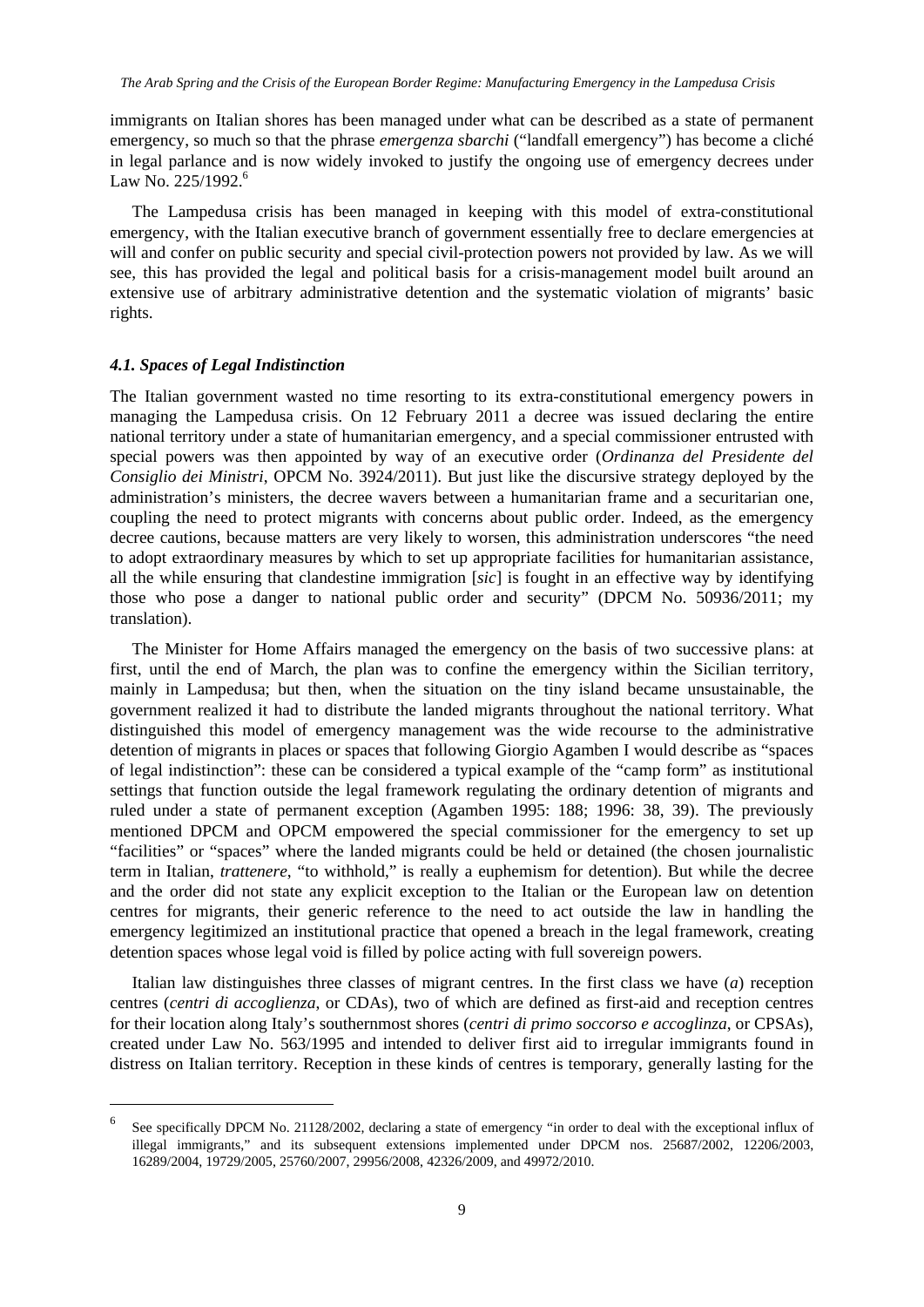immigrants on Italian shores has been managed under what can be described as a state of permanent emergency, so much so that the phrase *emergenza sbarchi* ("landfall emergency") has become a cliché in legal parlance and is now widely invoked to justify the ongoing use of emergency decrees under Law No. 225/1992.[6]

The Lampedusa crisis has been managed in keeping with this model of extra-constitutional emergency, with the Italian executive branch of government essentially free to declare emergencies at will and confer on public security and special civil-protection powers not provided by law. As we will see, this has provided the legal and political basis for a crisis-management model built around an extensive use of arbitrary administrative detention and the systematic violation of migrants' basic rights.

### *4.1. Spaces of Legal Indistinction*

The Italian government wasted no time resorting to its extra-constitutional emergency powers in managing the Lampedusa crisis. On 12 February 2011 a decree was issued declaring the entire national territory under a state of humanitarian emergency, and a special commissioner entrusted with special powers was then appointed by way of an executive order (*Ordinanza del Presidente del Consiglio dei Ministri*, OPCM No. 3924/2011). But just like the discursive strategy deployed by the administration's ministers, the decree wavers between a humanitarian frame and a securitarian one, coupling the need to protect migrants with concerns about public order. Indeed, as the emergency decree cautions, because matters are very likely to worsen, this administration underscores "the need to adopt extraordinary measures by which to set up appropriate facilities for humanitarian assistance, all the while ensuring that clandestine immigration [*sic*] is fought in an effective way by identifying those who pose a danger to national public order and security" (DPCM No. 50936/2011; my translation).

The Minister for Home Affairs managed the emergency on the basis of two successive plans: at first, until the end of March, the plan was to confine the emergency within the Sicilian territory, mainly in Lampedusa; but then, when the situation on the tiny island became unsustainable, the government realized it had to distribute the landed migrants throughout the national territory. What distinguished this model of emergency management was the wide recourse to the administrative detention of migrants in places or spaces that following Giorgio Agamben I would describe as "spaces of legal indistinction": these can be considered a typical example of the "camp form" as institutional settings that function outside the legal framework regulating the ordinary detention of migrants and ruled under a state of permanent exception (Agamben 1995: 188; 1996: 38, 39). The previously mentioned DPCM and OPCM empowered the special commissioner for the emergency to set up "facilities" or "spaces" where the landed migrants could be held or detained (the chosen journalistic term in Italian, *trattenere*, "to withhold," is really a euphemism for detention). But while the decree and the order did not state any explicit exception to the Italian or the European law on detention centres for migrants, their generic reference to the need to act outside the law in handling the emergency legitimized an institutional practice that opened a breach in the legal framework, creating detention spaces whose legal void is filled by police acting with full sovereign powers.

Italian law distinguishes three classes of migrant centres. In the first class we have (*a*) reception centres (*centri di accoglienza*, or CDAs), two of which are defined as first-aid and reception centres for their location along Italy's southernmost shores (*centri di primo soccorso e accoglinza*, or CPSAs), created under Law No. 563/1995 and intended to deliver first aid to irregular immigrants found in distress on Italian territory. Reception in these kinds of centres is temporary, generally lasting for the

---

[6] See specifically DPCM No. 21128/2002, declaring a state of emergency "in order to deal with the exceptional influx of illegal immigrants," and its subsequent extensions implemented under DPCM nos. 25687/2002, 12206/2003, 16289/2004, 19729/2005, 25760/2007, 29956/2008, 42326/2009, and 49972/2010.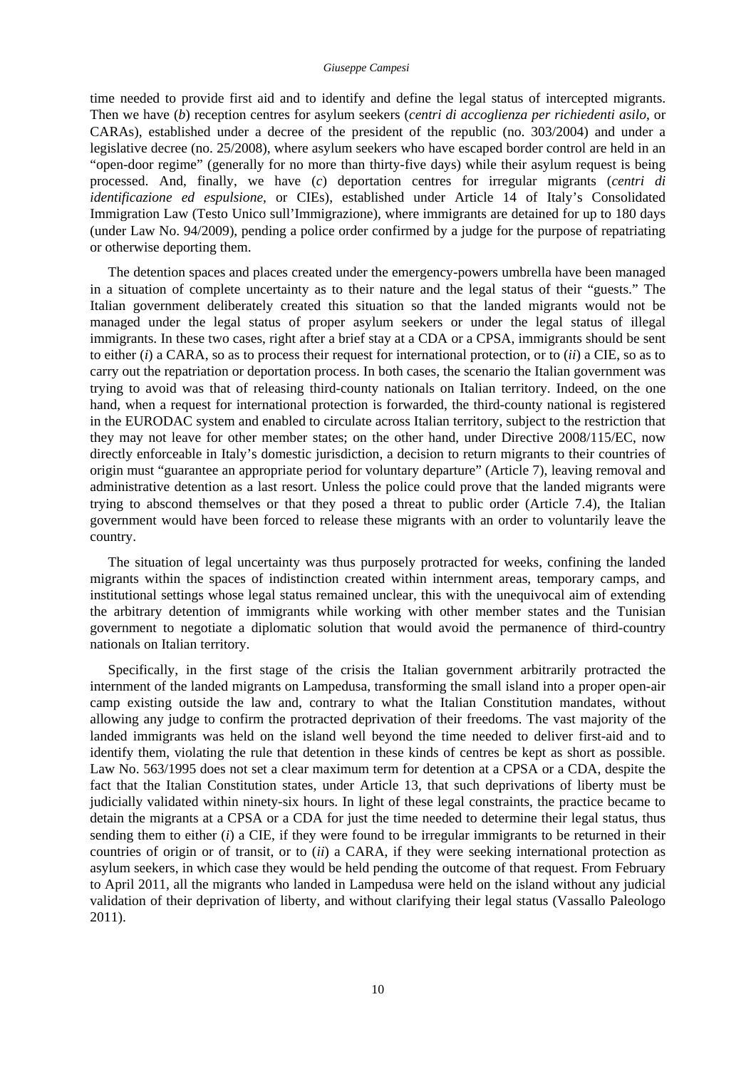time needed to provide first aid and to identify and define the legal status of intercepted migrants. Then we have (*b*) reception centres for asylum seekers (*centri di accoglienza per richiedenti asilo*, or CARAs), established under a decree of the president of the republic (no. 303/2004) and under a legislative decree (no. 25/2008), where asylum seekers who have escaped border control are held in an "open-door regime" (generally for no more than thirty-five days) while their asylum request is being processed. And, finally, we have (*c*) deportation centres for irregular migrants (*centri di identificazione ed espulsione*, or CIEs), established under Article 14 of Italy's Consolidated Immigration Law (Testo Unico sull'Immigrazione), where immigrants are detained for up to 180 days (under Law No. 94/2009), pending a police order confirmed by a judge for the purpose of repatriating or otherwise deporting them.

The detention spaces and places created under the emergency-powers umbrella have been managed in a situation of complete uncertainty as to their nature and the legal status of their "guests." The Italian government deliberately created this situation so that the landed migrants would not be managed under the legal status of proper asylum seekers or under the legal status of illegal immigrants. In these two cases, right after a brief stay at a CDA or a CPSA, immigrants should be sent to either (*i*) a CARA, so as to process their request for international protection, or to (*ii*) a CIE, so as to carry out the repatriation or deportation process. In both cases, the scenario the Italian government was trying to avoid was that of releasing third-county nationals on Italian territory. Indeed, on the one hand, when a request for international protection is forwarded, the third-county national is registered in the EURODAC system and enabled to circulate across Italian territory, subject to the restriction that they may not leave for other member states; on the other hand, under Directive 2008/115/EC, now directly enforceable in Italy's domestic jurisdiction, a decision to return migrants to their countries of origin must "guarantee an appropriate period for voluntary departure" (Article 7), leaving removal and administrative detention as a last resort. Unless the police could prove that the landed migrants were trying to abscond themselves or that they posed a threat to public order (Article 7.4), the Italian government would have been forced to release these migrants with an order to voluntarily leave the country.

The situation of legal uncertainty was thus purposely protracted for weeks, confining the landed migrants within the spaces of indistinction created within internment areas, temporary camps, and institutional settings whose legal status remained unclear, this with the unequivocal aim of extending the arbitrary detention of immigrants while working with other member states and the Tunisian government to negotiate a diplomatic solution that would avoid the permanence of third-country nationals on Italian territory.

Specifically, in the first stage of the crisis the Italian government arbitrarily protracted the internment of the landed migrants on Lampedusa, transforming the small island into a proper open-air camp existing outside the law and, contrary to what the Italian Constitution mandates, without allowing any judge to confirm the protracted deprivation of their freedoms. The vast majority of the landed immigrants was held on the island well beyond the time needed to deliver first-aid and to identify them, violating the rule that detention in these kinds of centres be kept as short as possible. Law No. 563/1995 does not set a clear maximum term for detention at a CPSA or a CDA, despite the fact that the Italian Constitution states, under Article 13, that such deprivations of liberty must be judicially validated within ninety-six hours. In light of these legal constraints, the practice became to detain the migrants at a CPSA or a CDA for just the time needed to determine their legal status, thus sending them to either (*i*) a CIE, if they were found to be irregular immigrants to be returned in their countries of origin or of transit, or to (*ii*) a CARA, if they were seeking international protection as asylum seekers, in which case they would be held pending the outcome of that request. From February to April 2011, all the migrants who landed in Lampedusa were held on the island without any judicial validation of their deprivation of liberty, and without clarifying their legal status (Vassallo Paleologo 2011).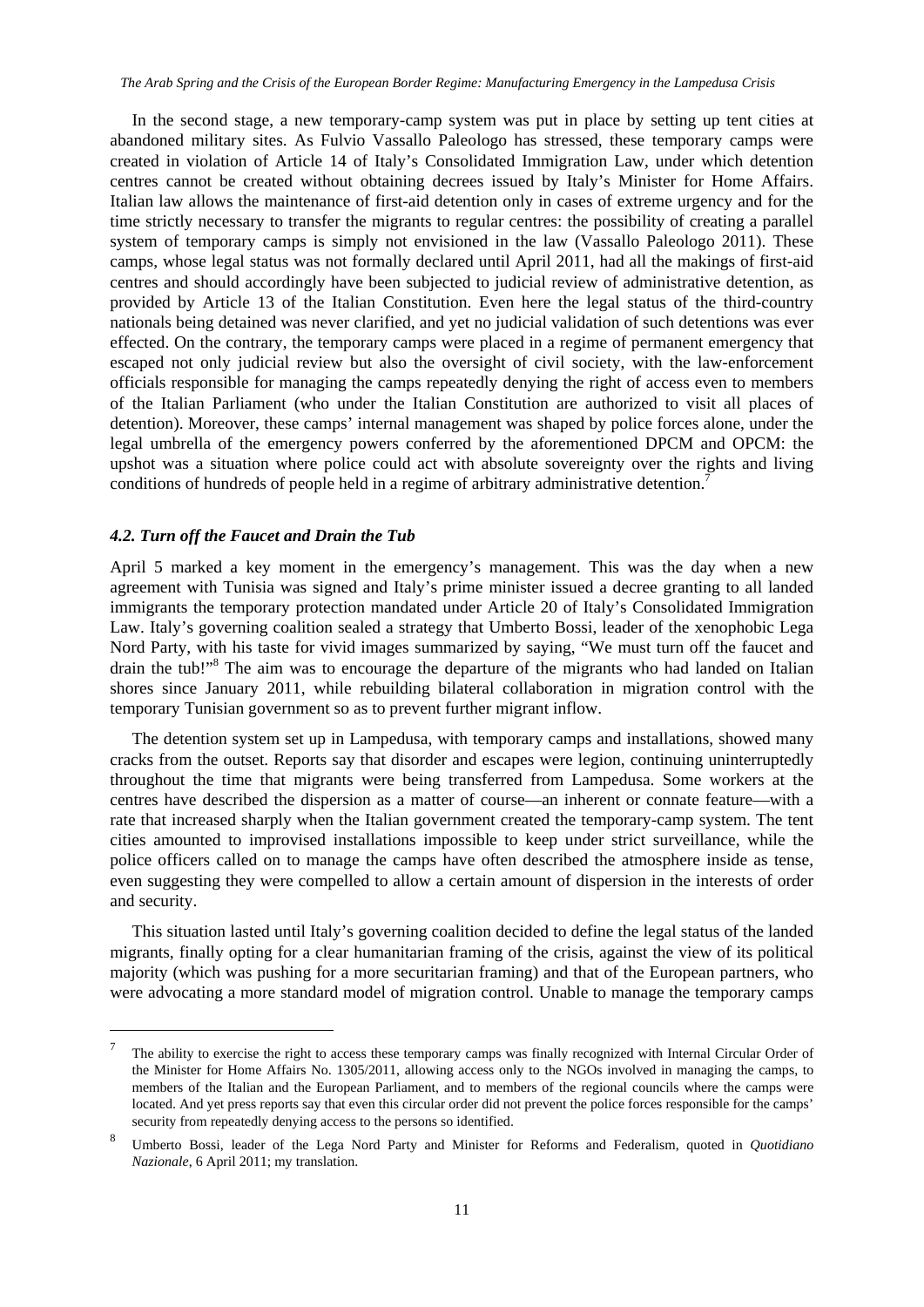In the second stage, a new temporary-camp system was put in place by setting up tent cities at abandoned military sites. As Fulvio Vassallo Paleologo has stressed, these temporary camps were created in violation of Article 14 of Italy's Consolidated Immigration Law, under which detention centres cannot be created without obtaining decrees issued by Italy's Minister for Home Affairs. Italian law allows the maintenance of first-aid detention only in cases of extreme urgency and for the time strictly necessary to transfer the migrants to regular centres: the possibility of creating a parallel system of temporary camps is simply not envisioned in the law (Vassallo Paleologo 2011). These camps, whose legal status was not formally declared until April 2011, had all the makings of first-aid centres and should accordingly have been subjected to judicial review of administrative detention, as provided by Article 13 of the Italian Constitution. Even here the legal status of the third-country nationals being detained was never clarified, and yet no judicial validation of such detentions was ever effected. On the contrary, the temporary camps were placed in a regime of permanent emergency that escaped not only judicial review but also the oversight of civil society, with the law-enforcement officials responsible for managing the camps repeatedly denying the right of access even to members of the Italian Parliament (who under the Italian Constitution are authorized to visit all places of detention). Moreover, these camps' internal management was shaped by police forces alone, under the legal umbrella of the emergency powers conferred by the aforementioned DPCM and OPCM: the upshot was a situation where police could act with absolute sovereignty over the rights and living conditions of hundreds of people held in a regime of arbitrary administrative detention.[7]

### *4.2. Turn off the Faucet and Drain the Tub*

April 5 marked a key moment in the emergency's management. This was the day when a new agreement with Tunisia was signed and Italy's prime minister issued a decree granting to all landed immigrants the temporary protection mandated under Article 20 of Italy's Consolidated Immigration Law. Italy's governing coalition sealed a strategy that Umberto Bossi, leader of the xenophobic Lega Nord Party, with his taste for vivid images summarized by saying, "We must turn off the faucet and drain the tub!"[8] The aim was to encourage the departure of the migrants who had landed on Italian shores since January 2011, while rebuilding bilateral collaboration in migration control with the temporary Tunisian government so as to prevent further migrant inflow.

The detention system set up in Lampedusa, with temporary camps and installations, showed many cracks from the outset. Reports say that disorder and escapes were legion, continuing uninterruptedly throughout the time that migrants were being transferred from Lampedusa. Some workers at the centres have described the dispersion as a matter of course—an inherent or connate feature—with a rate that increased sharply when the Italian government created the temporary-camp system. The tent cities amounted to improvised installations impossible to keep under strict surveillance, while the police officers called on to manage the camps have often described the atmosphere inside as tense, even suggesting they were compelled to allow a certain amount of dispersion in the interests of order and security.

This situation lasted until Italy's governing coalition decided to define the legal status of the landed migrants, finally opting for a clear humanitarian framing of the crisis, against the view of its political majority (which was pushing for a more securitarian framing) and that of the European partners, who were advocating a more standard model of migration control. Unable to manage the temporary camps

---

[7] The ability to exercise the right to access these temporary camps was finally recognized with Internal Circular Order of the Minister for Home Affairs No. 1305/2011, allowing access only to the NGOs involved in managing the camps, to members of the Italian and the European Parliament, and to members of the regional councils where the camps were located. And yet press reports say that even this circular order did not prevent the police forces responsible for the camps' security from repeatedly denying access to the persons so identified.

[8] Umberto Bossi, leader of the Lega Nord Party and Minister for Reforms and Federalism, quoted in *Quotidiano Nazionale*, 6 April 2011; my translation.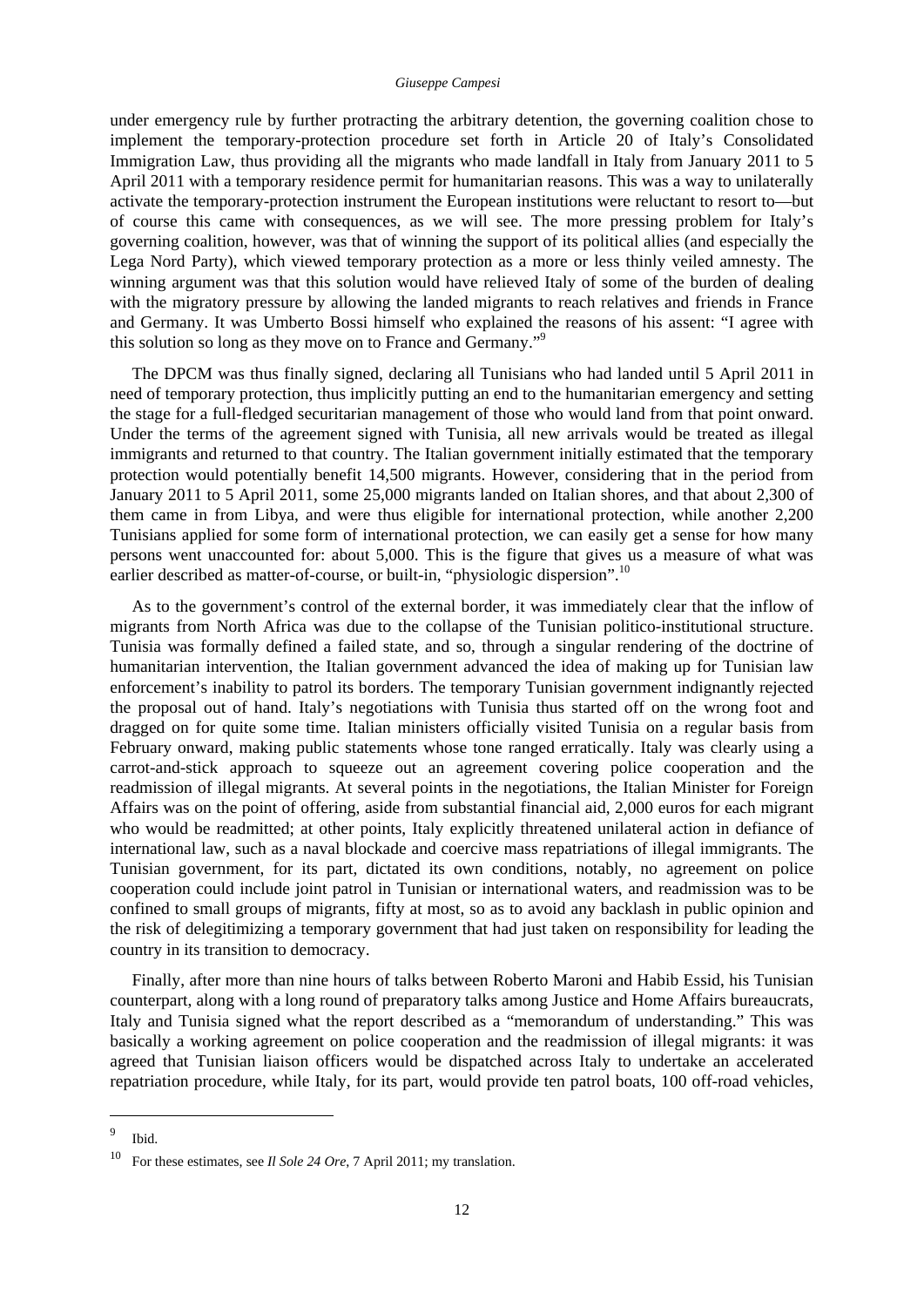under emergency rule by further protracting the arbitrary detention, the governing coalition chose to implement the temporary-protection procedure set forth in Article 20 of Italy's Consolidated Immigration Law, thus providing all the migrants who made landfall in Italy from January 2011 to 5 April 2011 with a temporary residence permit for humanitarian reasons. This was a way to unilaterally activate the temporary-protection instrument the European institutions were reluctant to resort to—but of course this came with consequences, as we will see. The more pressing problem for Italy's governing coalition, however, was that of winning the support of its political allies (and especially the Lega Nord Party), which viewed temporary protection as a more or less thinly veiled amnesty. The winning argument was that this solution would have relieved Italy of some of the burden of dealing with the migratory pressure by allowing the landed migrants to reach relatives and friends in France and Germany. It was Umberto Bossi himself who explained the reasons of his assent: "I agree with this solution so long as they move on to France and Germany."[9]

The DPCM was thus finally signed, declaring all Tunisians who had landed until 5 April 2011 in need of temporary protection, thus implicitly putting an end to the humanitarian emergency and setting the stage for a full-fledged securitarian management of those who would land from that point onward. Under the terms of the agreement signed with Tunisia, all new arrivals would be treated as illegal immigrants and returned to that country. The Italian government initially estimated that the temporary protection would potentially benefit 14,500 migrants. However, considering that in the period from January 2011 to 5 April 2011, some 25,000 migrants landed on Italian shores, and that about 2,300 of them came in from Libya, and were thus eligible for international protection, while another 2,200 Tunisians applied for some form of international protection, we can easily get a sense for how many persons went unaccounted for: about 5,000. This is the figure that gives us a measure of what was earlier described as matter-of-course, or built-in, "physiologic dispersion".[10]

As to the government's control of the external border, it was immediately clear that the inflow of migrants from North Africa was due to the collapse of the Tunisian politico-institutional structure. Tunisia was formally defined a failed state, and so, through a singular rendering of the doctrine of humanitarian intervention, the Italian government advanced the idea of making up for Tunisian law enforcement's inability to patrol its borders. The temporary Tunisian government indignantly rejected the proposal out of hand. Italy's negotiations with Tunisia thus started off on the wrong foot and dragged on for quite some time. Italian ministers officially visited Tunisia on a regular basis from February onward, making public statements whose tone ranged erratically. Italy was clearly using a carrot-and-stick approach to squeeze out an agreement covering police cooperation and the readmission of illegal migrants. At several points in the negotiations, the Italian Minister for Foreign Affairs was on the point of offering, aside from substantial financial aid, 2,000 euros for each migrant who would be readmitted; at other points, Italy explicitly threatened unilateral action in defiance of international law, such as a naval blockade and coercive mass repatriations of illegal immigrants. The Tunisian government, for its part, dictated its own conditions, notably, no agreement on police cooperation could include joint patrol in Tunisian or international waters, and readmission was to be confined to small groups of migrants, fifty at most, so as to avoid any backlash in public opinion and the risk of delegitimizing a temporary government that had just taken on responsibility for leading the country in its transition to democracy.

Finally, after more than nine hours of talks between Roberto Maroni and Habib Essid, his Tunisian counterpart, along with a long round of preparatory talks among Justice and Home Affairs bureaucrats, Italy and Tunisia signed what the report described as a "memorandum of understanding." This was basically a working agreement on police cooperation and the readmission of illegal migrants: it was agreed that Tunisian liaison officers would be dispatched across Italy to undertake an accelerated repatriation procedure, while Italy, for its part, would provide ten patrol boats, 100 off-road vehicles,

---

[9] Ibid.

[10] For these estimates, see *Il Sole 24 Ore*, 7 April 2011; my translation.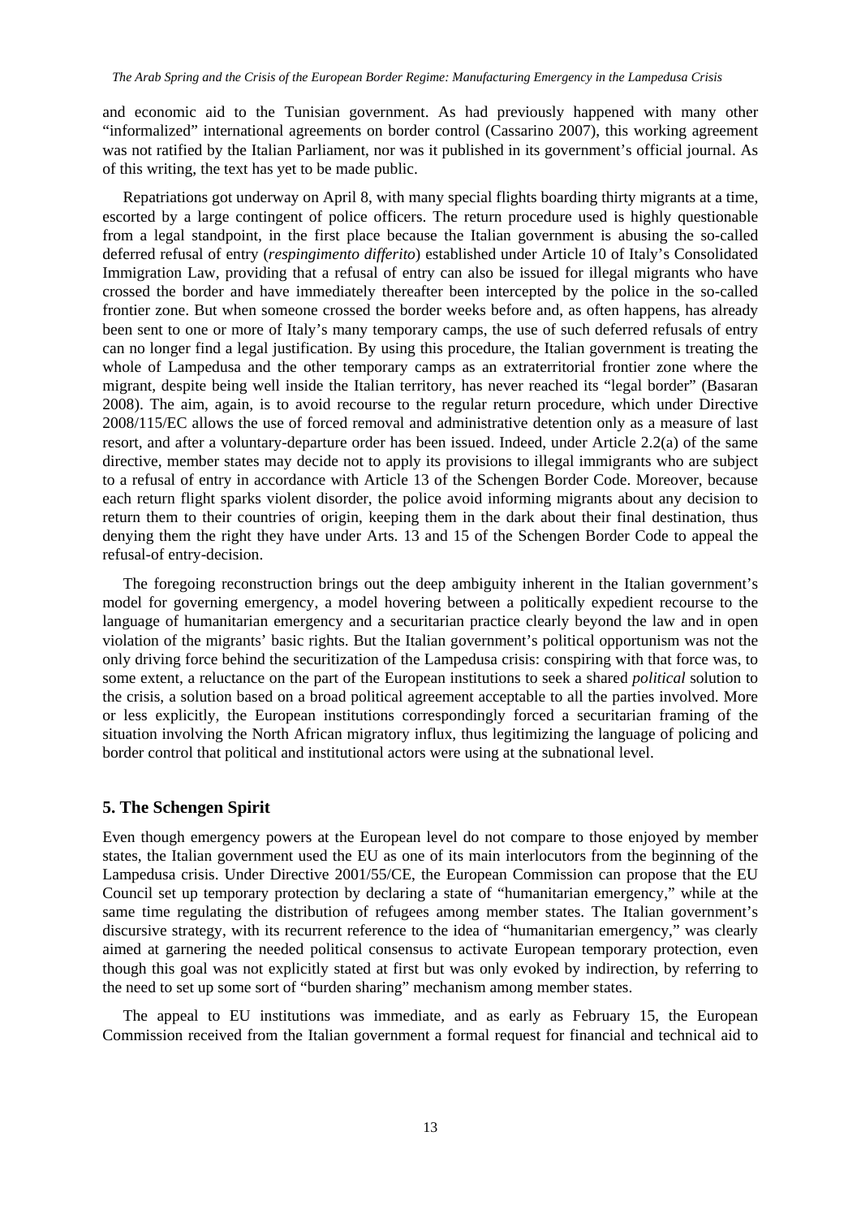and economic aid to the Tunisian government. As had previously happened with many other "informalized" international agreements on border control (Cassarino 2007), this working agreement was not ratified by the Italian Parliament, nor was it published in its government's official journal. As of this writing, the text has yet to be made public.

Repatriations got underway on April 8, with many special flights boarding thirty migrants at a time, escorted by a large contingent of police officers. The return procedure used is highly questionable from a legal standpoint, in the first place because the Italian government is abusing the so-called deferred refusal of entry (*respingimento differito*) established under Article 10 of Italy's Consolidated Immigration Law, providing that a refusal of entry can also be issued for illegal migrants who have crossed the border and have immediately thereafter been intercepted by the police in the so-called frontier zone. But when someone crossed the border weeks before and, as often happens, has already been sent to one or more of Italy's many temporary camps, the use of such deferred refusals of entry can no longer find a legal justification. By using this procedure, the Italian government is treating the whole of Lampedusa and the other temporary camps as an extraterritorial frontier zone where the migrant, despite being well inside the Italian territory, has never reached its "legal border" (Basaran 2008). The aim, again, is to avoid recourse to the regular return procedure, which under Directive 2008/115/EC allows the use of forced removal and administrative detention only as a measure of last resort, and after a voluntary-departure order has been issued. Indeed, under Article 2.2(a) of the same directive, member states may decide not to apply its provisions to illegal immigrants who are subject to a refusal of entry in accordance with Article 13 of the Schengen Border Code. Moreover, because each return flight sparks violent disorder, the police avoid informing migrants about any decision to return them to their countries of origin, keeping them in the dark about their final destination, thus denying them the right they have under Arts. 13 and 15 of the Schengen Border Code to appeal the refusal-of entry-decision.

The foregoing reconstruction brings out the deep ambiguity inherent in the Italian government's model for governing emergency, a model hovering between a politically expedient recourse to the language of humanitarian emergency and a securitarian practice clearly beyond the law and in open violation of the migrants' basic rights. But the Italian government's political opportunism was not the only driving force behind the securitization of the Lampedusa crisis: conspiring with that force was, to some extent, a reluctance on the part of the European institutions to seek a shared *political* solution to the crisis, a solution based on a broad political agreement acceptable to all the parties involved. More or less explicitly, the European institutions correspondingly forced a securitarian framing of the situation involving the North African migratory influx, thus legitimizing the language of policing and border control that political and institutional actors were using at the subnational level.

## 5. The Schengen Spirit

Even though emergency powers at the European level do not compare to those enjoyed by member states, the Italian government used the EU as one of its main interlocutors from the beginning of the Lampedusa crisis. Under Directive 2001/55/CE, the European Commission can propose that the EU Council set up temporary protection by declaring a state of "humanitarian emergency," while at the same time regulating the distribution of refugees among member states. The Italian government's discursive strategy, with its recurrent reference to the idea of "humanitarian emergency," was clearly aimed at garnering the needed political consensus to activate European temporary protection, even though this goal was not explicitly stated at first but was only evoked by indirection, by referring to the need to set up some sort of "burden sharing" mechanism among member states.

The appeal to EU institutions was immediate, and as early as February 15, the European Commission received from the Italian government a formal request for financial and technical aid to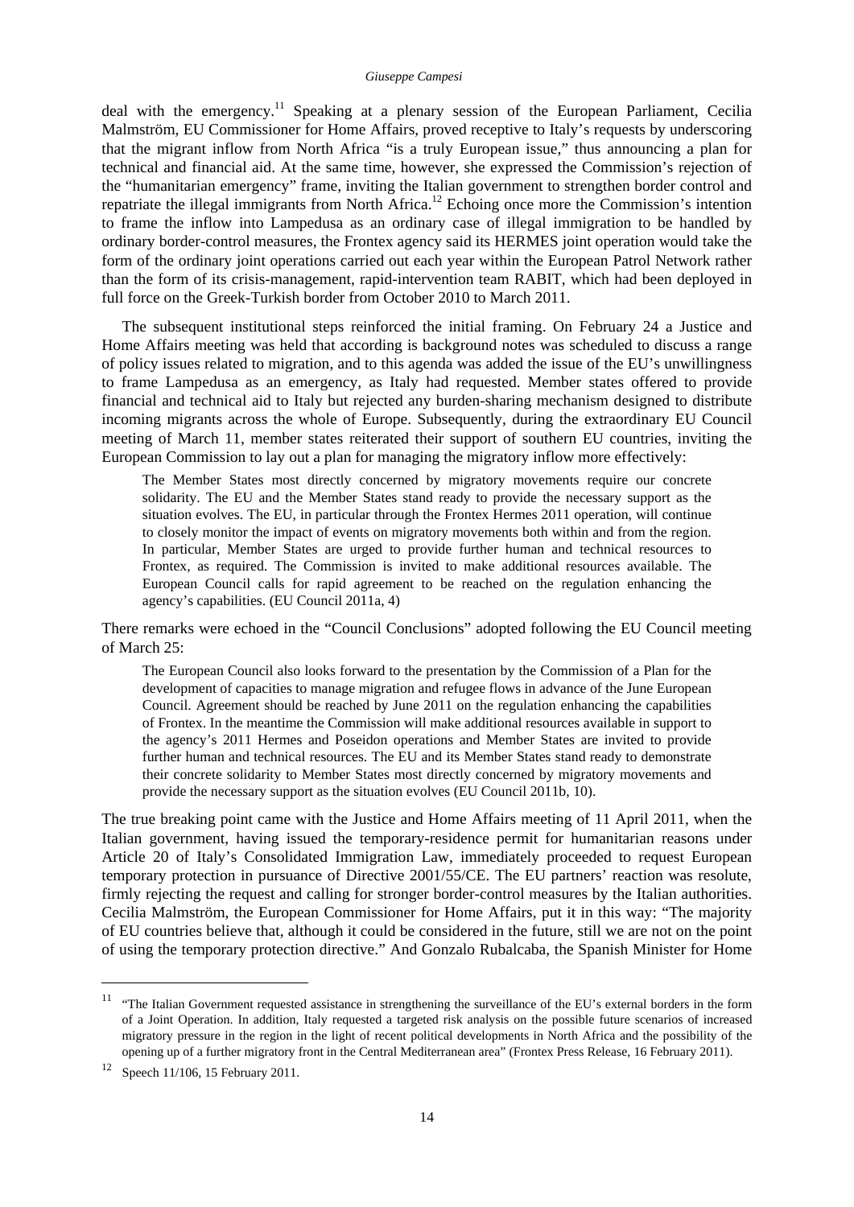deal with the emergency.[11] Speaking at a plenary session of the European Parliament, Cecilia Malmström, EU Commissioner for Home Affairs, proved receptive to Italy's requests by underscoring that the migrant inflow from North Africa "is a truly European issue," thus announcing a plan for technical and financial aid. At the same time, however, she expressed the Commission's rejection of the "humanitarian emergency" frame, inviting the Italian government to strengthen border control and repatriate the illegal immigrants from North Africa.[12] Echoing once more the Commission's intention to frame the inflow into Lampedusa as an ordinary case of illegal immigration to be handled by ordinary border-control measures, the Frontex agency said its HERMES joint operation would take the form of the ordinary joint operations carried out each year within the European Patrol Network rather than the form of its crisis-management, rapid-intervention team RABIT, which had been deployed in full force on the Greek-Turkish border from October 2010 to March 2011.

The subsequent institutional steps reinforced the initial framing. On February 24 a Justice and Home Affairs meeting was held that according is background notes was scheduled to discuss a range of policy issues related to migration, and to this agenda was added the issue of the EU's unwillingness to frame Lampedusa as an emergency, as Italy had requested. Member states offered to provide financial and technical aid to Italy but rejected any burden-sharing mechanism designed to distribute incoming migrants across the whole of Europe. Subsequently, during the extraordinary EU Council meeting of March 11, member states reiterated their support of southern EU countries, inviting the European Commission to lay out a plan for managing the migratory inflow more effectively:

> The Member States most directly concerned by migratory movements require our concrete solidarity. The EU and the Member States stand ready to provide the necessary support as the situation evolves. The EU, in particular through the Frontex Hermes 2011 operation, will continue to closely monitor the impact of events on migratory movements both within and from the region. In particular, Member States are urged to provide further human and technical resources to Frontex, as required. The Commission is invited to make additional resources available. The European Council calls for rapid agreement to be reached on the regulation enhancing the agency's capabilities. (EU Council 2011a, 4)

There remarks were echoed in the "Council Conclusions" adopted following the EU Council meeting of March 25:

> The European Council also looks forward to the presentation by the Commission of a Plan for the development of capacities to manage migration and refugee flows in advance of the June European Council. Agreement should be reached by June 2011 on the regulation enhancing the capabilities of Frontex. In the meantime the Commission will make additional resources available in support to the agency's 2011 Hermes and Poseidon operations and Member States are invited to provide further human and technical resources. The EU and its Member States stand ready to demonstrate their concrete solidarity to Member States most directly concerned by migratory movements and provide the necessary support as the situation evolves (EU Council 2011b, 10).

The true breaking point came with the Justice and Home Affairs meeting of 11 April 2011, when the Italian government, having issued the temporary-residence permit for humanitarian reasons under Article 20 of Italy's Consolidated Immigration Law, immediately proceeded to request European temporary protection in pursuance of Directive 2001/55/CE. The EU partners' reaction was resolute, firmly rejecting the request and calling for stronger border-control measures by the Italian authorities. Cecilia Malmström, the European Commissioner for Home Affairs, put it in this way: "The majority of EU countries believe that, although it could be considered in the future, still we are not on the point of using the temporary protection directive." And Gonzalo Rubalcaba, the Spanish Minister for Home

---

[11] "The Italian Government requested assistance in strengthening the surveillance of the EU's external borders in the form of a Joint Operation. In addition, Italy requested a targeted risk analysis on the possible future scenarios of increased migratory pressure in the region in the light of recent political developments in North Africa and the possibility of the opening up of a further migratory front in the Central Mediterranean area" (Frontex Press Release, 16 February 2011).

[12] Speech 11/106, 15 February 2011.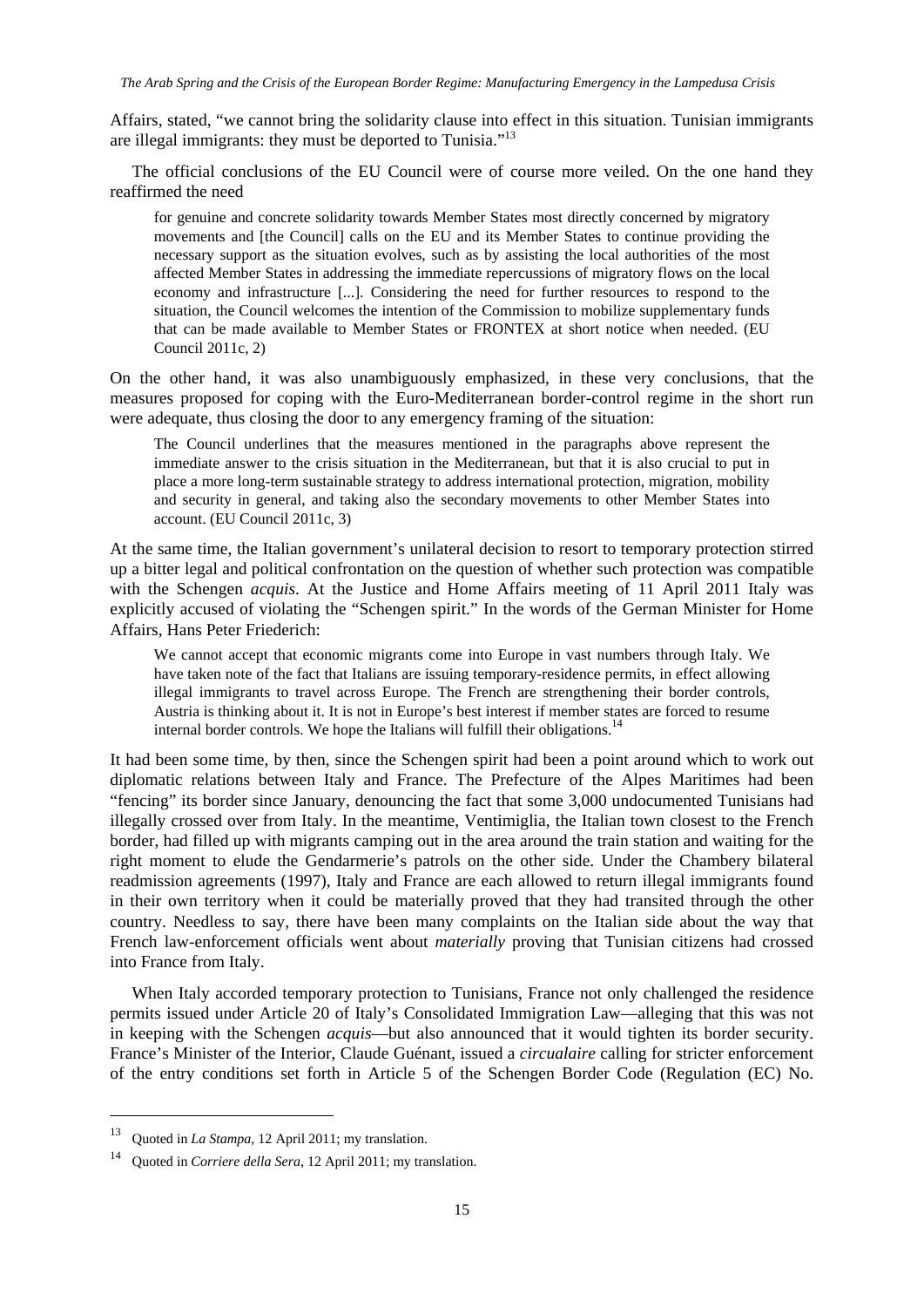Affairs, stated, "we cannot bring the solidarity clause into effect in this situation. Tunisian immigrants are illegal immigrants: they must be deported to Tunisia."[13]

The official conclusions of the EU Council were of course more veiled. On the one hand they reaffirmed the need

> for genuine and concrete solidarity towards Member States most directly concerned by migratory movements and [the Council] calls on the EU and its Member States to continue providing the necessary support as the situation evolves, such as by assisting the local authorities of the most affected Member States in addressing the immediate repercussions of migratory flows on the local economy and infrastructure [...]. Considering the need for further resources to respond to the situation, the Council welcomes the intention of the Commission to mobilize supplementary funds that can be made available to Member States or FRONTEX at short notice when needed. (EU Council 2011c, 2)

On the other hand, it was also unambiguously emphasized, in these very conclusions, that the measures proposed for coping with the Euro-Mediterranean border-control regime in the short run were adequate, thus closing the door to any emergency framing of the situation:

> The Council underlines that the measures mentioned in the paragraphs above represent the immediate answer to the crisis situation in the Mediterranean, but that it is also crucial to put in place a more long-term sustainable strategy to address international protection, migration, mobility and security in general, and taking also the secondary movements to other Member States into account. (EU Council 2011c, 3)

At the same time, the Italian government's unilateral decision to resort to temporary protection stirred up a bitter legal and political confrontation on the question of whether such protection was compatible with the Schengen *acquis*. At the Justice and Home Affairs meeting of 11 April 2011 Italy was explicitly accused of violating the "Schengen spirit." In the words of the German Minister for Home Affairs, Hans Peter Friederich:

> We cannot accept that economic migrants come into Europe in vast numbers through Italy. We have taken note of the fact that Italians are issuing temporary-residence permits, in effect allowing illegal immigrants to travel across Europe. The French are strengthening their border controls, Austria is thinking about it. It is not in Europe's best interest if member states are forced to resume internal border controls. We hope the Italians will fulfill their obligations.[14]

It had been some time, by then, since the Schengen spirit had been a point around which to work out diplomatic relations between Italy and France. The Prefecture of the Alpes Maritimes had been "fencing" its border since January, denouncing the fact that some 3,000 undocumented Tunisians had illegally crossed over from Italy. In the meantime, Ventimiglia, the Italian town closest to the French border, had filled up with migrants camping out in the area around the train station and waiting for the right moment to elude the Gendarmerie's patrols on the other side. Under the Chambery bilateral readmission agreements (1997), Italy and France are each allowed to return illegal immigrants found in their own territory when it could be materially proved that they had transited through the other country. Needless to say, there have been many complaints on the Italian side about the way that French law-enforcement officials went about *materially* proving that Tunisian citizens had crossed into France from Italy.

When Italy accorded temporary protection to Tunisians, France not only challenged the residence permits issued under Article 20 of Italy's Consolidated Immigration Law—alleging that this was not in keeping with the Schengen *acquis*—but also announced that it would tighten its border security. France's Minister of the Interior, Claude Guénant, issued a *circualaire* calling for stricter enforcement of the entry conditions set forth in Article 5 of the Schengen Border Code (Regulation (EC) No.

[13] Quoted in *La Stampa*, 12 April 2011; my translation.

[14] Quoted in *Corriere della Sera*, 12 April 2011; my translation.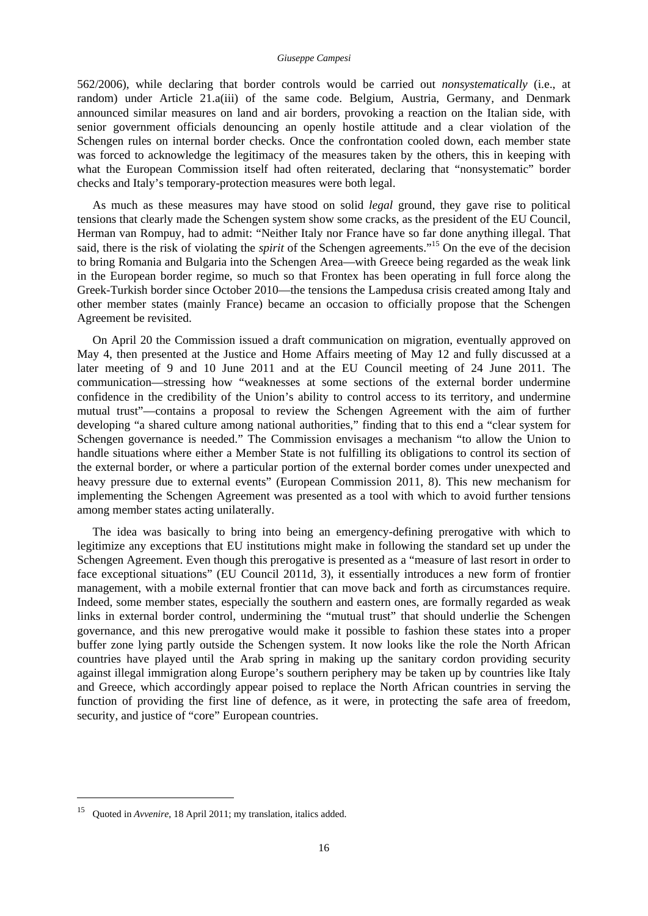562/2006), while declaring that border controls would be carried out *nonsystematically* (i.e., at random) under Article 21.a(iii) of the same code. Belgium, Austria, Germany, and Denmark announced similar measures on land and air borders, provoking a reaction on the Italian side, with senior government officials denouncing an openly hostile attitude and a clear violation of the Schengen rules on internal border checks. Once the confrontation cooled down, each member state was forced to acknowledge the legitimacy of the measures taken by the others, this in keeping with what the European Commission itself had often reiterated, declaring that "nonsystematic" border checks and Italy's temporary-protection measures were both legal.

As much as these measures may have stood on solid *legal* ground, they gave rise to political tensions that clearly made the Schengen system show some cracks, as the president of the EU Council, Herman van Rompuy, had to admit: "Neither Italy nor France have so far done anything illegal. That said, there is the risk of violating the *spirit* of the Schengen agreements."[15] On the eve of the decision to bring Romania and Bulgaria into the Schengen Area—with Greece being regarded as the weak link in the European border regime, so much so that Frontex has been operating in full force along the Greek-Turkish border since October 2010—the tensions the Lampedusa crisis created among Italy and other member states (mainly France) became an occasion to officially propose that the Schengen Agreement be revisited.

On April 20 the Commission issued a draft communication on migration, eventually approved on May 4, then presented at the Justice and Home Affairs meeting of May 12 and fully discussed at a later meeting of 9 and 10 June 2011 and at the EU Council meeting of 24 June 2011. The communication—stressing how "weaknesses at some sections of the external border undermine confidence in the credibility of the Union's ability to control access to its territory, and undermine mutual trust"—contains a proposal to review the Schengen Agreement with the aim of further developing "a shared culture among national authorities," finding that to this end a "clear system for Schengen governance is needed." The Commission envisages a mechanism "to allow the Union to handle situations where either a Member State is not fulfilling its obligations to control its section of the external border, or where a particular portion of the external border comes under unexpected and heavy pressure due to external events" (European Commission 2011, 8). This new mechanism for implementing the Schengen Agreement was presented as a tool with which to avoid further tensions among member states acting unilaterally.

The idea was basically to bring into being an emergency-defining prerogative with which to legitimize any exceptions that EU institutions might make in following the standard set up under the Schengen Agreement. Even though this prerogative is presented as a "measure of last resort in order to face exceptional situations" (EU Council 2011d, 3), it essentially introduces a new form of frontier management, with a mobile external frontier that can move back and forth as circumstances require. Indeed, some member states, especially the southern and eastern ones, are formally regarded as weak links in external border control, undermining the "mutual trust" that should underlie the Schengen governance, and this new prerogative would make it possible to fashion these states into a proper buffer zone lying partly outside the Schengen system. It now looks like the role the North African countries have played until the Arab spring in making up the sanitary cordon providing security against illegal immigration along Europe's southern periphery may be taken up by countries like Italy and Greece, which accordingly appear poised to replace the North African countries in serving the function of providing the first line of defence, as it were, in protecting the safe area of freedom, security, and justice of "core" European countries.

---

[15] Quoted in *Avvenire*, 18 April 2011; my translation, italics added.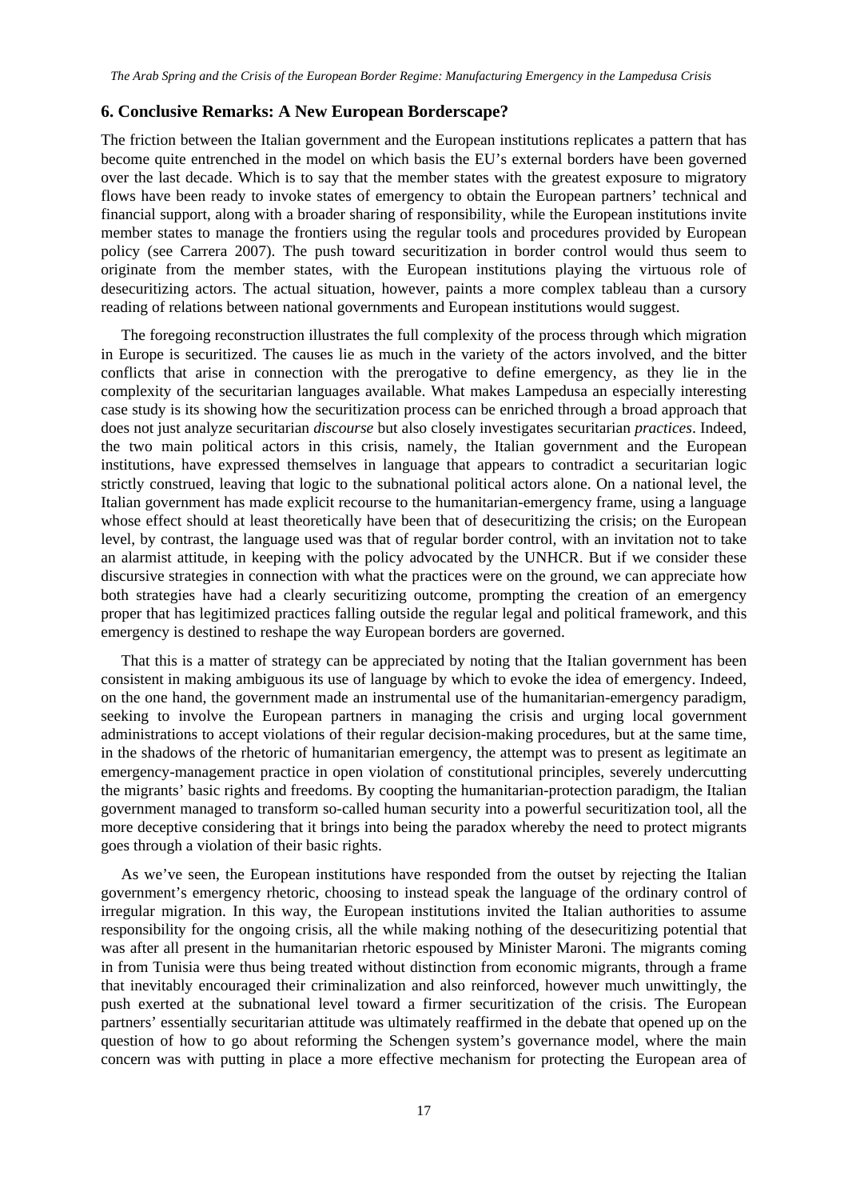## 6. Conclusive Remarks: A New European Borderscape?

The friction between the Italian government and the European institutions replicates a pattern that has become quite entrenched in the model on which basis the EU's external borders have been governed over the last decade. Which is to say that the member states with the greatest exposure to migratory flows have been ready to invoke states of emergency to obtain the European partners' technical and financial support, along with a broader sharing of responsibility, while the European institutions invite member states to manage the frontiers using the regular tools and procedures provided by European policy (see Carrera 2007). The push toward securitization in border control would thus seem to originate from the member states, with the European institutions playing the virtuous role of desecuritizing actors. The actual situation, however, paints a more complex tableau than a cursory reading of relations between national governments and European institutions would suggest.

The foregoing reconstruction illustrates the full complexity of the process through which migration in Europe is securitized. The causes lie as much in the variety of the actors involved, and the bitter conflicts that arise in connection with the prerogative to define emergency, as they lie in the complexity of the securitarian languages available. What makes Lampedusa an especially interesting case study is its showing how the securitization process can be enriched through a broad approach that does not just analyze securitarian *discourse* but also closely investigates securitarian *practices*. Indeed, the two main political actors in this crisis, namely, the Italian government and the European institutions, have expressed themselves in language that appears to contradict a securitarian logic strictly construed, leaving that logic to the subnational political actors alone. On a national level, the Italian government has made explicit recourse to the humanitarian-emergency frame, using a language whose effect should at least theoretically have been that of desecuritizing the crisis; on the European level, by contrast, the language used was that of regular border control, with an invitation not to take an alarmist attitude, in keeping with the policy advocated by the UNHCR. But if we consider these discursive strategies in connection with what the practices were on the ground, we can appreciate how both strategies have had a clearly securitizing outcome, prompting the creation of an emergency proper that has legitimized practices falling outside the regular legal and political framework, and this emergency is destined to reshape the way European borders are governed.

That this is a matter of strategy can be appreciated by noting that the Italian government has been consistent in making ambiguous its use of language by which to evoke the idea of emergency. Indeed, on the one hand, the government made an instrumental use of the humanitarian-emergency paradigm, seeking to involve the European partners in managing the crisis and urging local government administrations to accept violations of their regular decision-making procedures, but at the same time, in the shadows of the rhetoric of humanitarian emergency, the attempt was to present as legitimate an emergency-management practice in open violation of constitutional principles, severely undercutting the migrants' basic rights and freedoms. By coopting the humanitarian-protection paradigm, the Italian government managed to transform so-called human security into a powerful securitization tool, all the more deceptive considering that it brings into being the paradox whereby the need to protect migrants goes through a violation of their basic rights.

As we've seen, the European institutions have responded from the outset by rejecting the Italian government's emergency rhetoric, choosing to instead speak the language of the ordinary control of irregular migration. In this way, the European institutions invited the Italian authorities to assume responsibility for the ongoing crisis, all the while making nothing of the desecuritizing potential that was after all present in the humanitarian rhetoric espoused by Minister Maroni. The migrants coming in from Tunisia were thus being treated without distinction from economic migrants, through a frame that inevitably encouraged their criminalization and also reinforced, however much unwittingly, the push exerted at the subnational level toward a firmer securitization of the crisis. The European partners' essentially securitarian attitude was ultimately reaffirmed in the debate that opened up on the question of how to go about reforming the Schengen system's governance model, where the main concern was with putting in place a more effective mechanism for protecting the European area of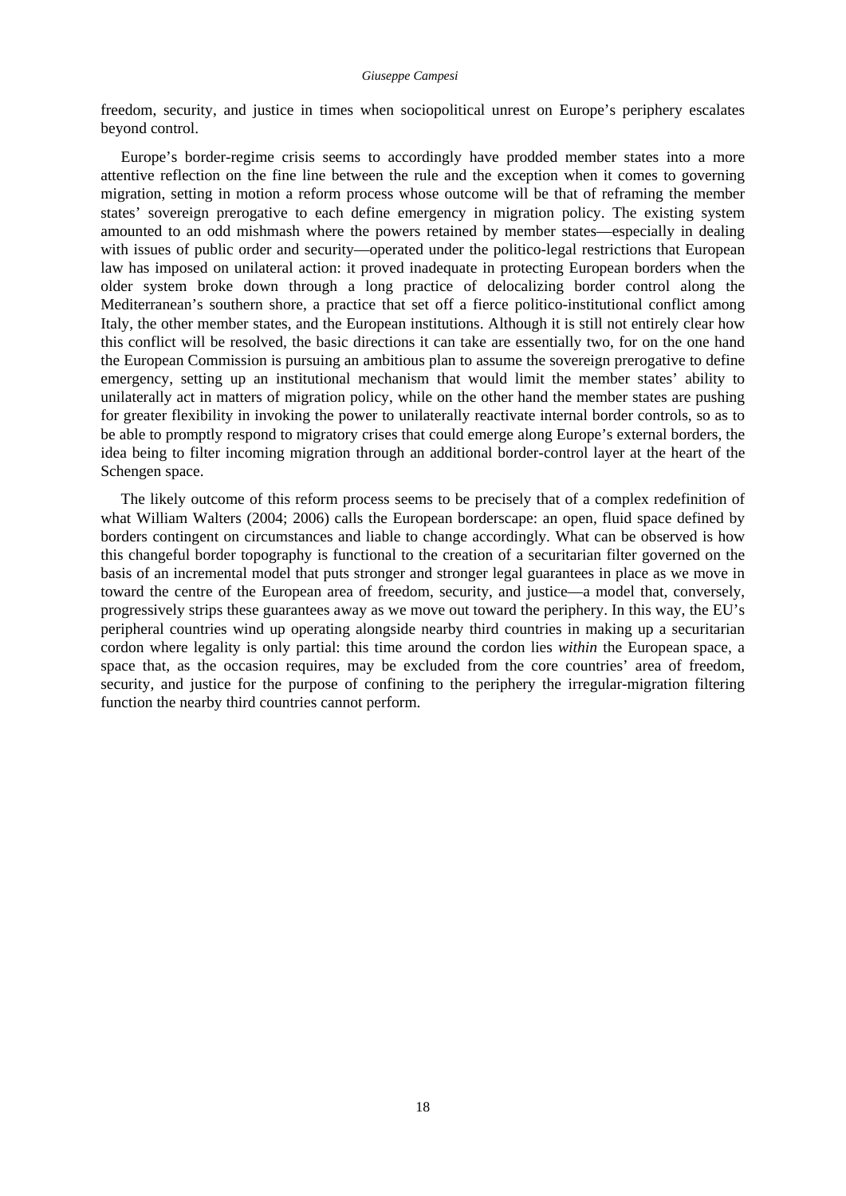freedom, security, and justice in times when sociopolitical unrest on Europe's periphery escalates beyond control.

Europe's border-regime crisis seems to accordingly have prodded member states into a more attentive reflection on the fine line between the rule and the exception when it comes to governing migration, setting in motion a reform process whose outcome will be that of reframing the member states' sovereign prerogative to each define emergency in migration policy. The existing system amounted to an odd mishmash where the powers retained by member states—especially in dealing with issues of public order and security—operated under the politico-legal restrictions that European law has imposed on unilateral action: it proved inadequate in protecting European borders when the older system broke down through a long practice of delocalizing border control along the Mediterranean's southern shore, a practice that set off a fierce politico-institutional conflict among Italy, the other member states, and the European institutions. Although it is still not entirely clear how this conflict will be resolved, the basic directions it can take are essentially two, for on the one hand the European Commission is pursuing an ambitious plan to assume the sovereign prerogative to define emergency, setting up an institutional mechanism that would limit the member states' ability to unilaterally act in matters of migration policy, while on the other hand the member states are pushing for greater flexibility in invoking the power to unilaterally reactivate internal border controls, so as to be able to promptly respond to migratory crises that could emerge along Europe's external borders, the idea being to filter incoming migration through an additional border-control layer at the heart of the Schengen space.

The likely outcome of this reform process seems to be precisely that of a complex redefinition of what William Walters (2004; 2006) calls the European borderscape: an open, fluid space defined by borders contingent on circumstances and liable to change accordingly. What can be observed is how this changeful border topography is functional to the creation of a securitarian filter governed on the basis of an incremental model that puts stronger and stronger legal guarantees in place as we move in toward the centre of the European area of freedom, security, and justice—a model that, conversely, progressively strips these guarantees away as we move out toward the periphery. In this way, the EU's peripheral countries wind up operating alongside nearby third countries in making up a securitarian cordon where legality is only partial: this time around the cordon lies *within* the European space, a space that, as the occasion requires, may be excluded from the core countries' area of freedom, security, and justice for the purpose of confining to the periphery the irregular-migration filtering function the nearby third countries cannot perform.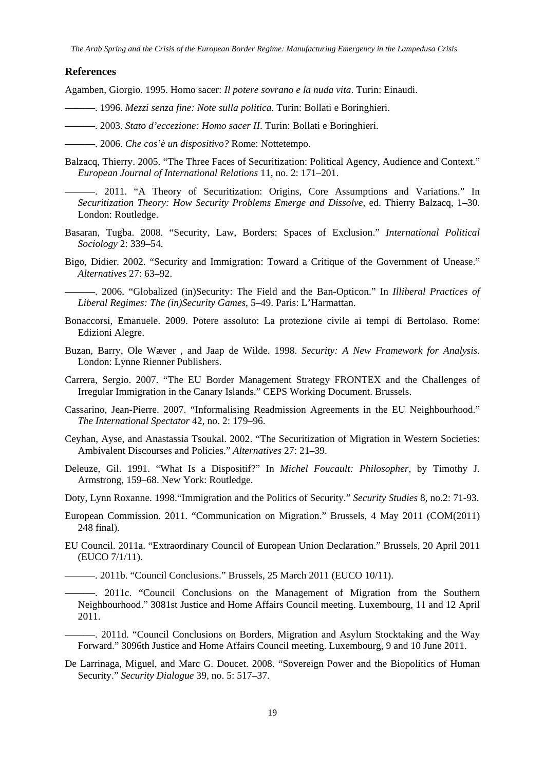## References

Agamben, Giorgio. 1995. Homo sacer: *Il potere sovrano e la nuda vita*. Turin: Einaudi.

———. 1996. *Mezzi senza fine: Note sulla politica*. Turin: Bollati e Boringhieri.

———. 2003. *Stato d'eccezione: Homo sacer II*. Turin: Bollati e Boringhieri.

———. 2006. *Che cos'è un dispositivo?* Rome: Nottetempo.

Balzacq, Thierry. 2005. "The Three Faces of Securitization: Political Agency, Audience and Context." *European Journal of International Relations* 11, no. 2: 171–201.

———. 2011. "A Theory of Securitization: Origins, Core Assumptions and Variations." In *Securitization Theory: How Security Problems Emerge and Dissolve*, ed. Thierry Balzacq, 1–30. London: Routledge.

Basaran, Tugba. 2008. "Security, Law, Borders: Spaces of Exclusion." *International Political Sociology* 2: 339–54.

Bigo, Didier. 2002. "Security and Immigration: Toward a Critique of the Government of Unease." *Alternatives* 27: 63–92.

———. 2006. "Globalized (in)Security: The Field and the Ban-Opticon." In *Illiberal Practices of Liberal Regimes: The (in)Security Games*, 5–49. Paris: L'Harmattan.

Bonaccorsi, Emanuele. 2009. Potere assoluto: La protezione civile ai tempi di Bertolaso. Rome: Edizioni Alegre.

Buzan, Barry, Ole Wæver , and Jaap de Wilde. 1998. *Security: A New Framework for Analysis*. London: Lynne Rienner Publishers.

Carrera, Sergio. 2007. "The EU Border Management Strategy FRONTEX and the Challenges of Irregular Immigration in the Canary Islands." CEPS Working Document. Brussels.

Cassarino, Jean-Pierre. 2007. "Informalising Readmission Agreements in the EU Neighbourhood." *The International Spectator* 42, no. 2: 179–96.

Ceyhan, Ayse, and Anastassia Tsoukal. 2002. "The Securitization of Migration in Western Societies: Ambivalent Discourses and Policies." *Alternatives* 27: 21–39.

Deleuze, Gil. 1991. "What Is a Dispositif?" In *Michel Foucault: Philosopher*, by Timothy J. Armstrong, 159–68. New York: Routledge.

Doty, Lynn Roxanne. 1998."Immigration and the Politics of Security." *Security Studies* 8, no.2: 71-93.

European Commission. 2011. "Communication on Migration." Brussels, 4 May 2011 (COM(2011) 248 final).

EU Council. 2011a. "Extraordinary Council of European Union Declaration." Brussels, 20 April 2011 (EUCO 7/1/11).

———. 2011b. "Council Conclusions." Brussels, 25 March 2011 (EUCO 10/11).

———. 2011c. "Council Conclusions on the Management of Migration from the Southern Neighbourhood." 3081st Justice and Home Affairs Council meeting. Luxembourg, 11 and 12 April 2011.

———. 2011d. "Council Conclusions on Borders, Migration and Asylum Stocktaking and the Way Forward." 3096th Justice and Home Affairs Council meeting. Luxembourg, 9 and 10 June 2011.

De Larrinaga, Miguel, and Marc G. Doucet. 2008. "Sovereign Power and the Biopolitics of Human Security." *Security Dialogue* 39, no. 5: 517–37.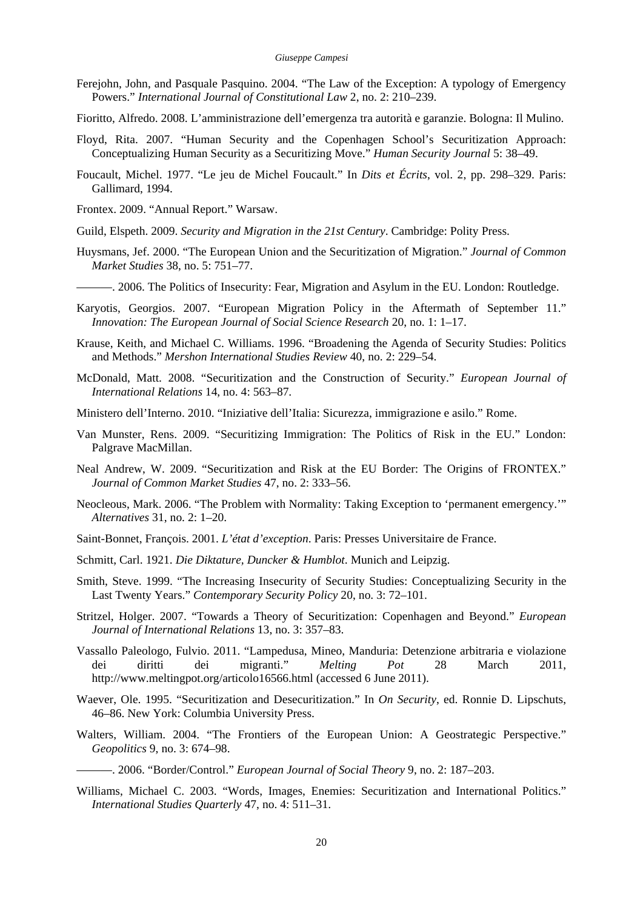Ferejohn, John, and Pasquale Pasquino. 2004. "The Law of the Exception: A typology of Emergency Powers." *International Journal of Constitutional Law* 2, no. 2: 210–239.

Fioritto, Alfredo. 2008. L'amministrazione dell'emergenza tra autorità e garanzie. Bologna: Il Mulino.

Floyd, Rita. 2007. "Human Security and the Copenhagen School's Securitization Approach: Conceptualizing Human Security as a Securitizing Move." *Human Security Journal* 5: 38–49.

Foucault, Michel. 1977. "Le jeu de Michel Foucault." In *Dits et Écrits*, vol. 2, pp. 298–329. Paris: Gallimard, 1994.

Frontex. 2009. "Annual Report." Warsaw.

Guild, Elspeth. 2009. *Security and Migration in the 21st Century*. Cambridge: Polity Press.

Huysmans, Jef. 2000. "The European Union and the Securitization of Migration." *Journal of Common Market Studies* 38, no. 5: 751–77.

———. 2006. The Politics of Insecurity: Fear, Migration and Asylum in the EU. London: Routledge.

Karyotis, Georgios. 2007. "European Migration Policy in the Aftermath of September 11." *Innovation: The European Journal of Social Science Research* 20, no. 1: 1–17.

Krause, Keith, and Michael C. Williams. 1996. "Broadening the Agenda of Security Studies: Politics and Methods." *Mershon International Studies Review* 40, no. 2: 229–54.

McDonald, Matt. 2008. "Securitization and the Construction of Security." *European Journal of International Relations* 14, no. 4: 563–87.

Ministero dell'Interno. 2010. "Iniziative dell'Italia: Sicurezza, immigrazione e asilo." Rome.

Van Munster, Rens. 2009. "Securitizing Immigration: The Politics of Risk in the EU." London: Palgrave MacMillan.

Neal Andrew, W. 2009. "Securitization and Risk at the EU Border: The Origins of FRONTEX." *Journal of Common Market Studies* 47, no. 2: 333–56.

Neocleous, Mark. 2006. "The Problem with Normality: Taking Exception to 'permanent emergency.'" *Alternatives* 31, no. 2: 1–20.

Saint-Bonnet, François. 2001. *L'état d'exception*. Paris: Presses Universitaire de France.

Schmitt, Carl. 1921. *Die Diktature, Duncker & Humblot*. Munich and Leipzig.

Smith, Steve. 1999. "The Increasing Insecurity of Security Studies: Conceptualizing Security in the Last Twenty Years." *Contemporary Security Policy* 20, no. 3: 72–101.

Stritzel, Holger. 2007. "Towards a Theory of Securitization: Copenhagen and Beyond." *European Journal of International Relations* 13, no. 3: 357–83.

Vassallo Paleologo, Fulvio. 2011. "Lampedusa, Mineo, Manduria: Detenzione arbitraria e violazione dei diritti dei migranti." *Melting Pot* 28 March 2011, http://www.meltingpot.org/articolo16566.html (accessed 6 June 2011).

Waever, Ole. 1995. "Securitization and Desecuritization." In *On Security*, ed. Ronnie D. Lipschuts, 46–86. New York: Columbia University Press.

Walters, William. 2004. "The Frontiers of the European Union: A Geostrategic Perspective." *Geopolitics* 9, no. 3: 674–98.

———. 2006. "Border/Control." *European Journal of Social Theory* 9, no. 2: 187–203.

Williams, Michael C. 2003. "Words, Images, Enemies: Securitization and International Politics." *International Studies Quarterly* 47, no. 4: 511–31.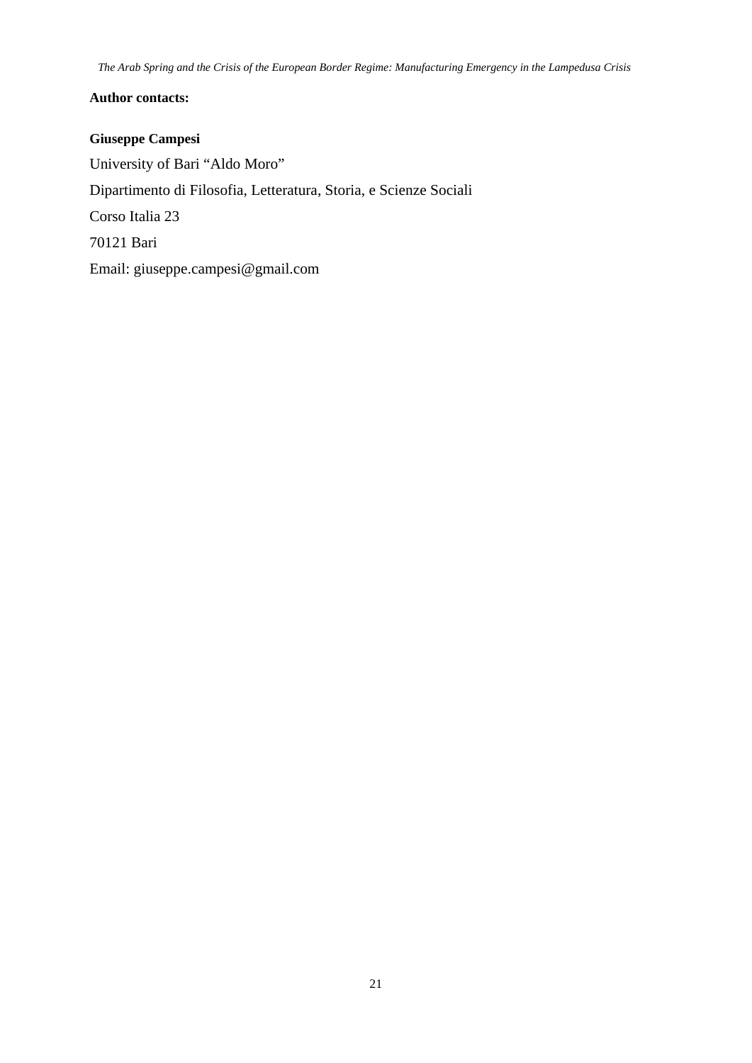**Author contacts:**

**Giuseppe Campesi**

University of Bari “Aldo Moro”

Dipartimento di Filosofia, Letteratura, Storia, e Scienze Sociali

Corso Italia 23

70121 Bari

Email: giuseppe.campesi@gmail.com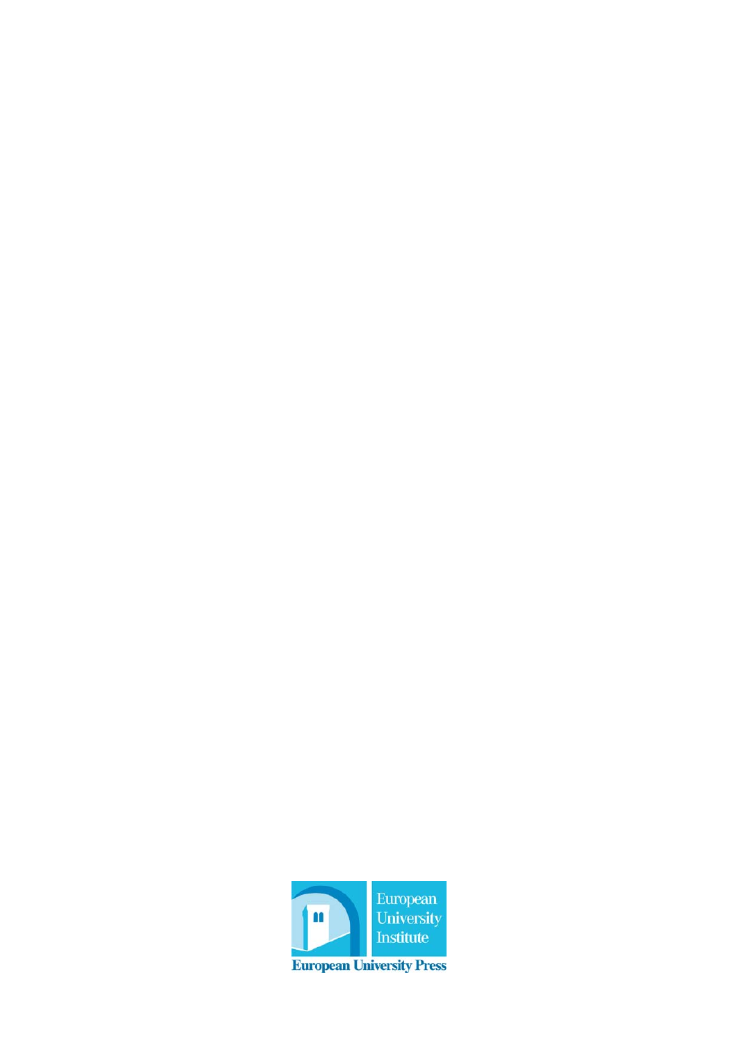European
University
Institute

European University Press